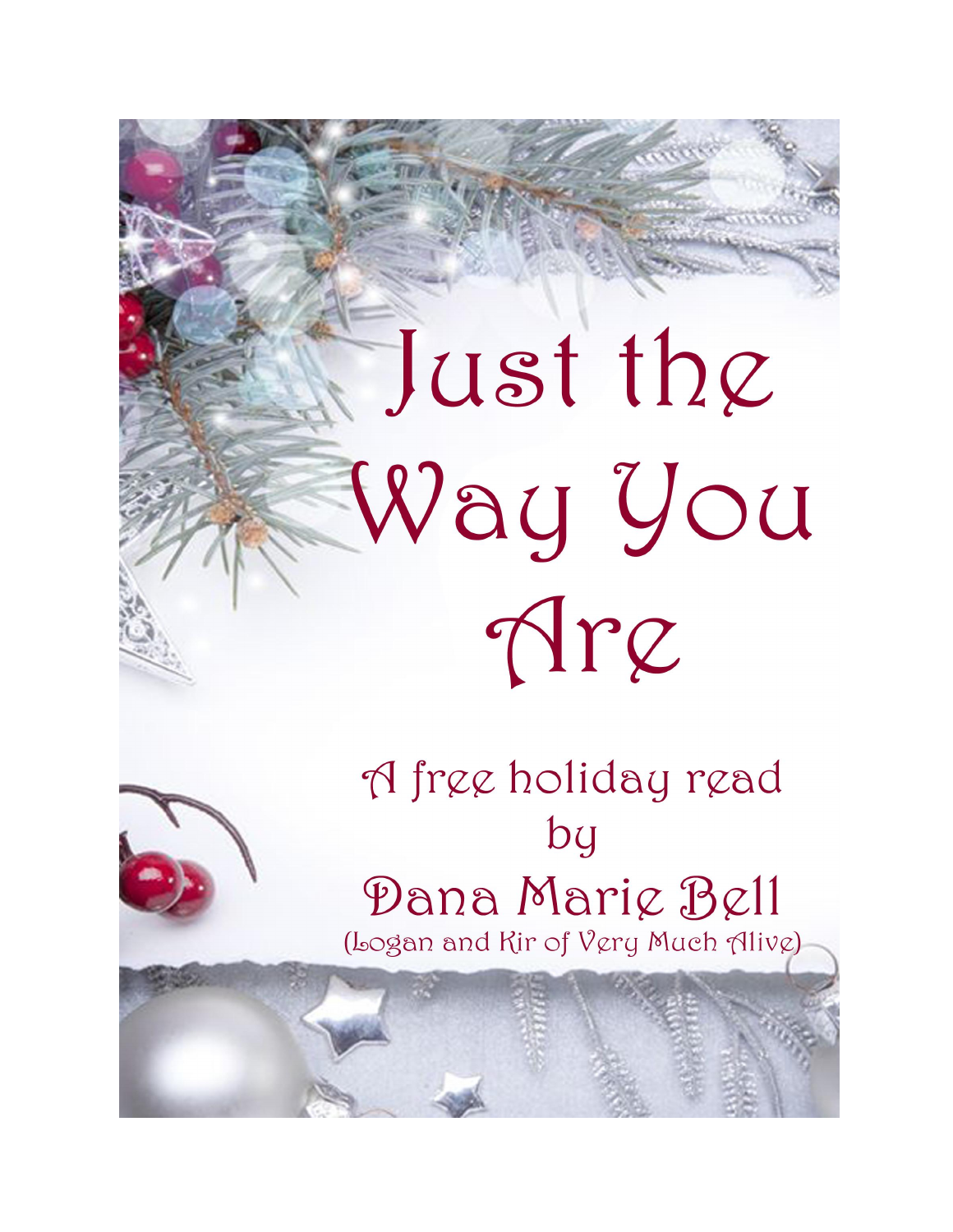# Just the Way You Are

A free holiday read

by

Dana Marie Bell

(Logan and Kir of Very Much Alive)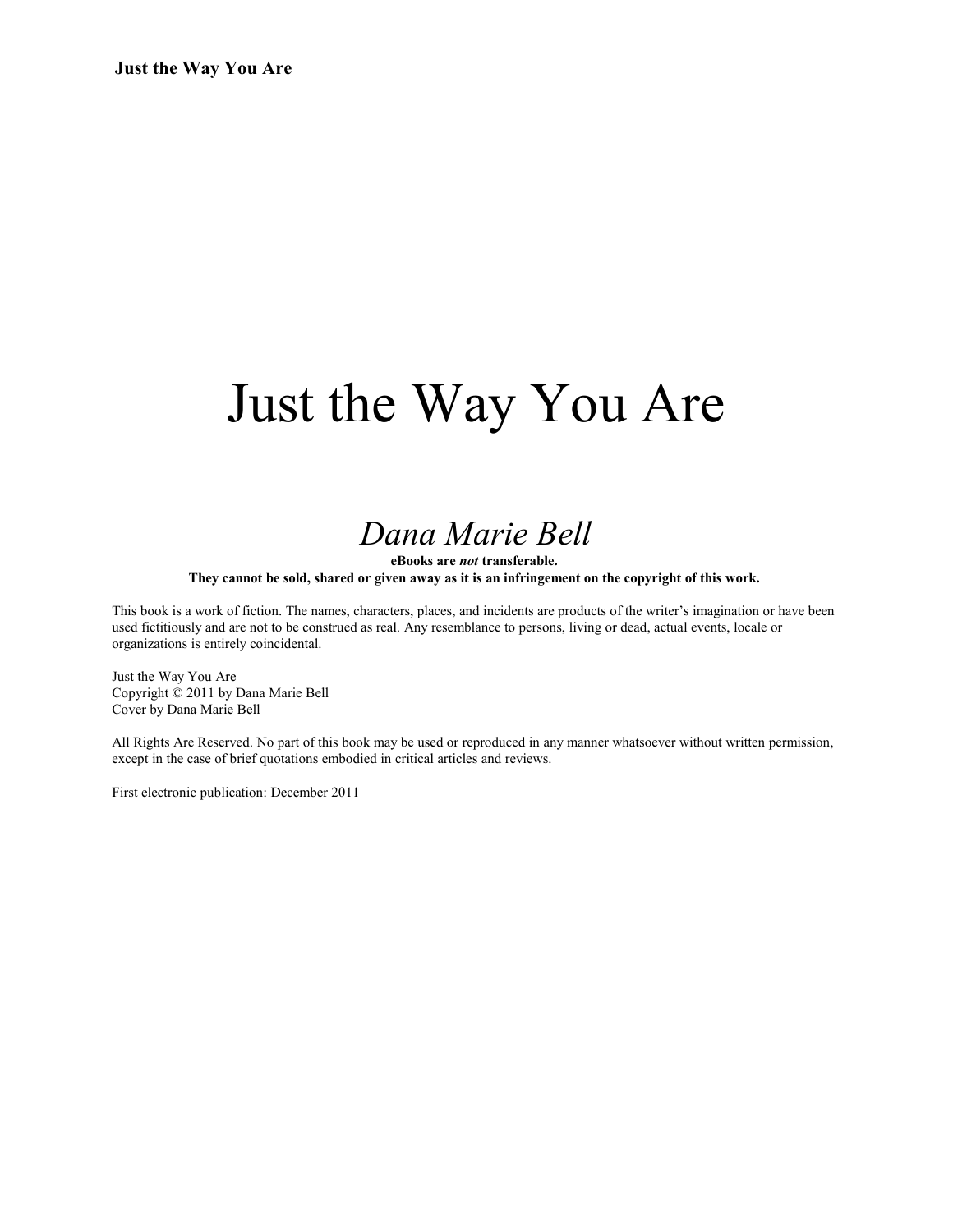# Just the Way You Are

*Dana Marie Bell*

**eBooks are *not* transferable.**
**They cannot be sold, shared or given away as it is an infringement on the copyright of this work.**

This book is a work of fiction. The names, characters, places, and incidents are products of the writer's imagination or have been used fictitiously and are not to be construed as real. Any resemblance to persons, living or dead, actual events, locale or organizations is entirely coincidental.

Just the Way You Are
Copyright © 2011 by Dana Marie Bell
Cover by Dana Marie Bell

All Rights Are Reserved. No part of this book may be used or reproduced in any manner whatsoever without written permission, except in the case of brief quotations embodied in critical articles and reviews.

First electronic publication: December 2011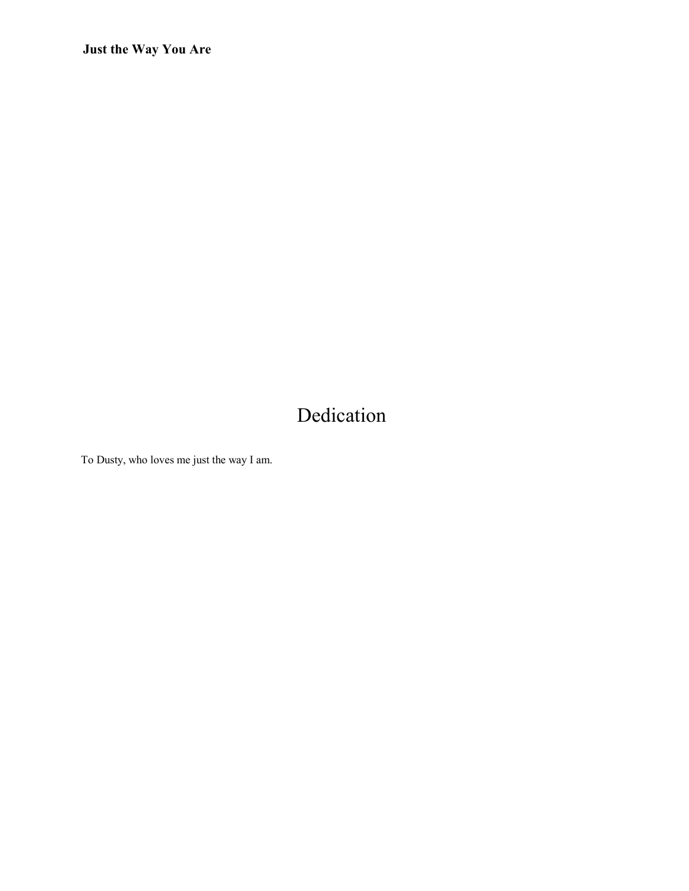# Dedication

To Dusty, who loves me just the way I am.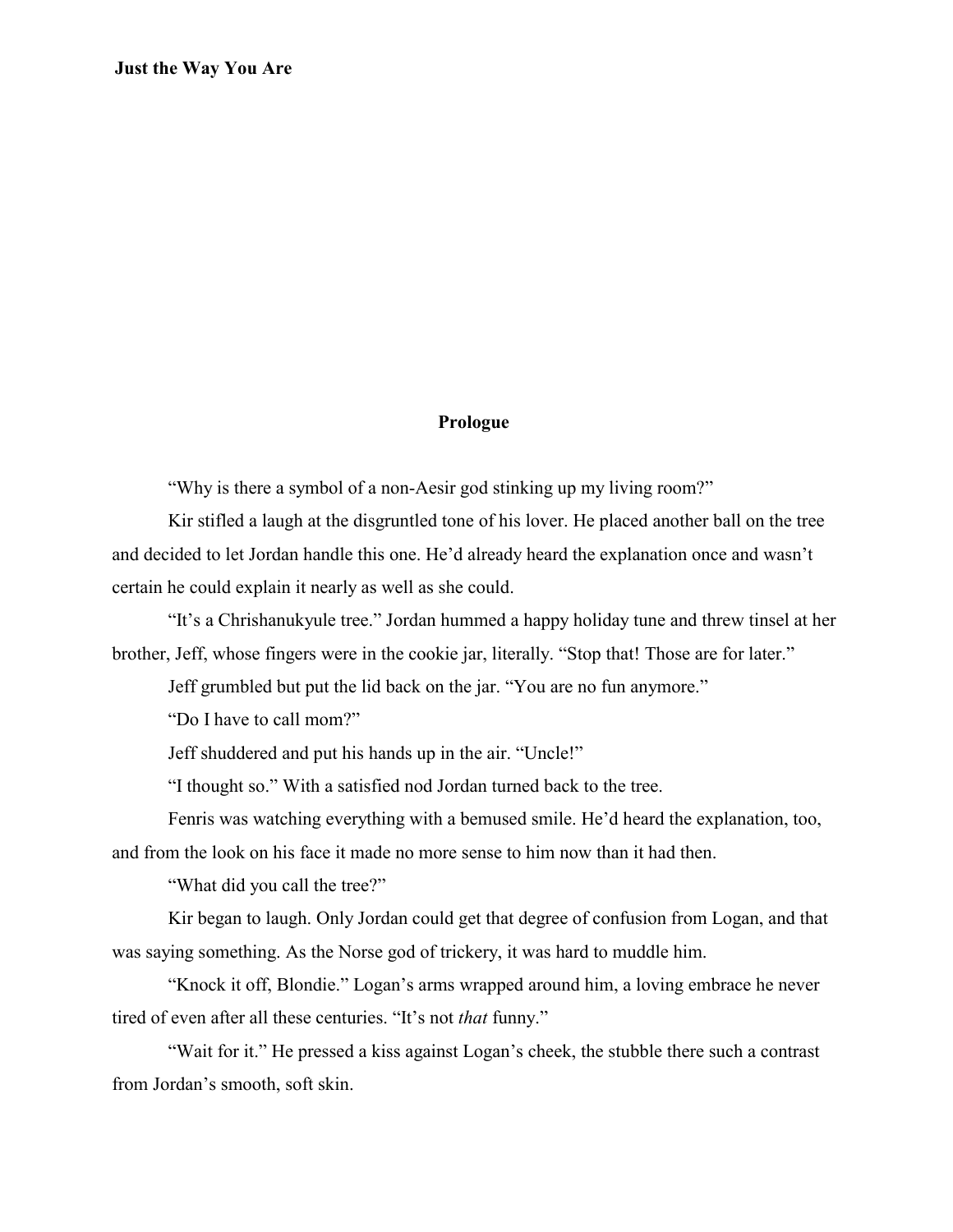## Prologue

"Why is there a symbol of a non-Aesir god stinking up my living room?"

Kir stifled a laugh at the disgruntled tone of his lover. He placed another ball on the tree and decided to let Jordan handle this one. He'd already heard the explanation once and wasn't certain he could explain it nearly as well as she could.

"It's a Chrishanukyule tree." Jordan hummed a happy holiday tune and threw tinsel at her brother, Jeff, whose fingers were in the cookie jar, literally. "Stop that! Those are for later."

Jeff grumbled but put the lid back on the jar. "You are no fun anymore."

"Do I have to call mom?"

Jeff shuddered and put his hands up in the air. "Uncle!"

"I thought so." With a satisfied nod Jordan turned back to the tree.

Fenris was watching everything with a bemused smile. He'd heard the explanation, too, and from the look on his face it made no more sense to him now than it had then.

"What did you call the tree?"

Kir began to laugh. Only Jordan could get that degree of confusion from Logan, and that was saying something. As the Norse god of trickery, it was hard to muddle him.

"Knock it off, Blondie." Logan's arms wrapped around him, a loving embrace he never tired of even after all these centuries. "It's not *that* funny."

"Wait for it." He pressed a kiss against Logan's cheek, the stubble there such a contrast from Jordan's smooth, soft skin.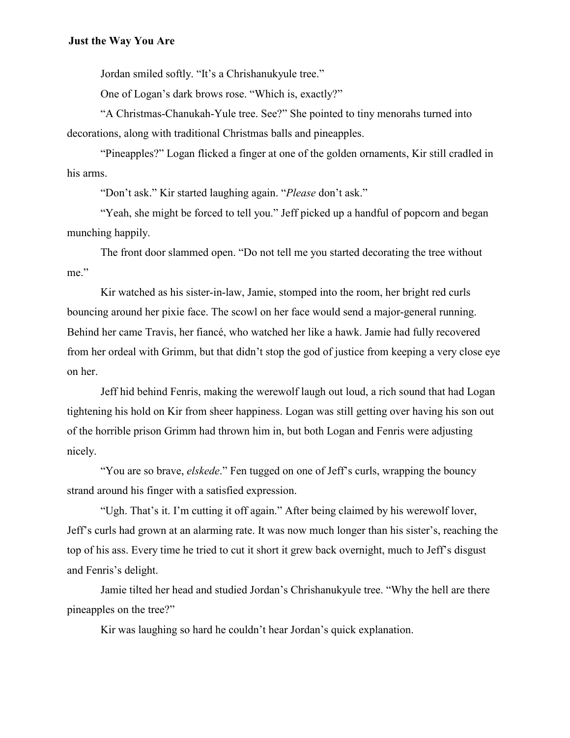Jordan smiled softly. "It's a Chrishanukyule tree."

One of Logan's dark brows rose. "Which is, exactly?"

"A Christmas-Chanukah-Yule tree. See?" She pointed to tiny menorahs turned into decorations, along with traditional Christmas balls and pineapples.

"Pineapples?" Logan flicked a finger at one of the golden ornaments, Kir still cradled in his arms.

"Don't ask." Kir started laughing again. "*Please* don't ask."

"Yeah, she might be forced to tell you." Jeff picked up a handful of popcorn and began munching happily.

The front door slammed open. "Do not tell me you started decorating the tree without me."

Kir watched as his sister-in-law, Jamie, stomped into the room, her bright red curls bouncing around her pixie face. The scowl on her face would send a major-general running. Behind her came Travis, her fiancé, who watched her like a hawk. Jamie had fully recovered from her ordeal with Grimm, but that didn't stop the god of justice from keeping a very close eye on her.

Jeff hid behind Fenris, making the werewolf laugh out loud, a rich sound that had Logan tightening his hold on Kir from sheer happiness. Logan was still getting over having his son out of the horrible prison Grimm had thrown him in, but both Logan and Fenris were adjusting nicely.

"You are so brave, *elskede*." Fen tugged on one of Jeff's curls, wrapping the bouncy strand around his finger with a satisfied expression.

"Ugh. That's it. I'm cutting it off again." After being claimed by his werewolf lover, Jeff's curls had grown at an alarming rate. It was now much longer than his sister's, reaching the top of his ass. Every time he tried to cut it short it grew back overnight, much to Jeff's disgust and Fenris's delight.

Jamie tilted her head and studied Jordan's Chrishanukyule tree. "Why the hell are there pineapples on the tree?"

Kir was laughing so hard he couldn't hear Jordan's quick explanation.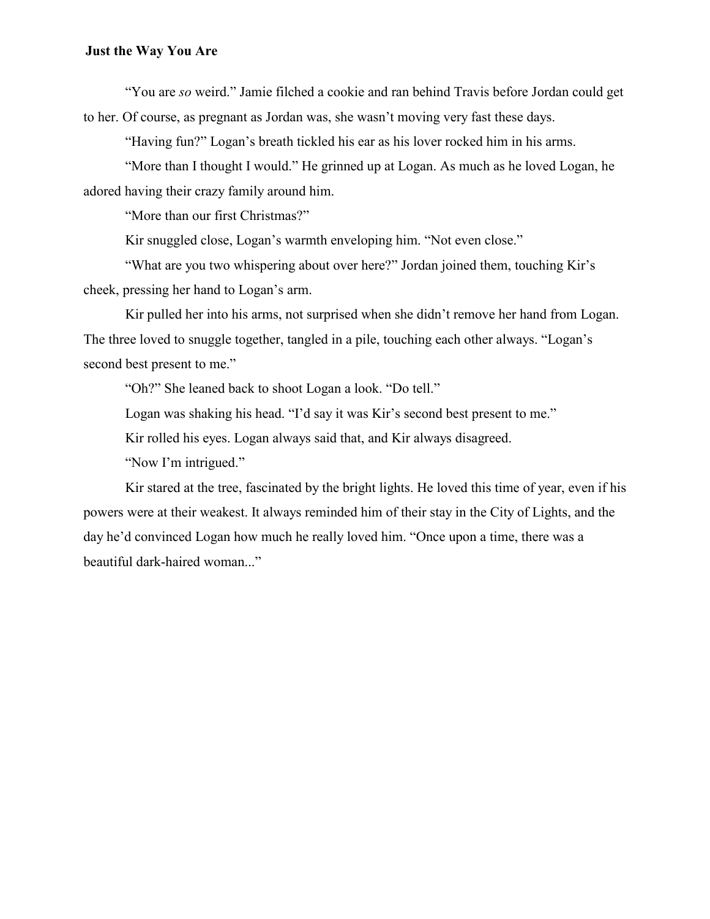“You are *so* weird.” Jamie filched a cookie and ran behind Travis before Jordan could get to her. Of course, as pregnant as Jordan was, she wasn’t moving very fast these days.

“Having fun?” Logan’s breath tickled his ear as his lover rocked him in his arms.

“More than I thought I would.” He grinned up at Logan. As much as he loved Logan, he adored having their crazy family around him.

“More than our first Christmas?”

Kir snuggled close, Logan’s warmth enveloping him. “Not even close.”

“What are you two whispering about over here?” Jordan joined them, touching Kir’s cheek, pressing her hand to Logan’s arm.

Kir pulled her into his arms, not surprised when she didn’t remove her hand from Logan. The three loved to snuggle together, tangled in a pile, touching each other always. “Logan’s second best present to me.”

“Oh?” She leaned back to shoot Logan a look. “Do tell.”

Logan was shaking his head. “I’d say it was Kir’s second best present to me.”

Kir rolled his eyes. Logan always said that, and Kir always disagreed.

“Now I’m intrigued.”

Kir stared at the tree, fascinated by the bright lights. He loved this time of year, even if his powers were at their weakest. It always reminded him of their stay in the City of Lights, and the day he’d convinced Logan how much he really loved him. “Once upon a time, there was a beautiful dark-haired woman...”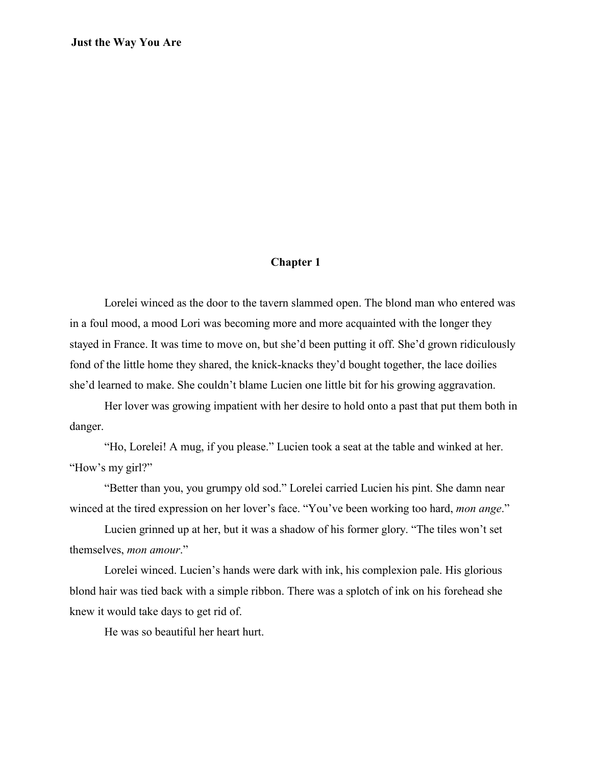## Chapter 1

Lorelei winced as the door to the tavern slammed open. The blond man who entered was in a foul mood, a mood Lori was becoming more and more acquainted with the longer they stayed in France. It was time to move on, but she'd been putting it off. She'd grown ridiculously fond of the little home they shared, the knick-knacks they'd bought together, the lace doilies she'd learned to make. She couldn't blame Lucien one little bit for his growing aggravation.

Her lover was growing impatient with her desire to hold onto a past that put them both in danger.

"Ho, Lorelei! A mug, if you please." Lucien took a seat at the table and winked at her. "How's my girl?"

"Better than you, you grumpy old sod." Lorelei carried Lucien his pint. She damn near winced at the tired expression on her lover's face. "You've been working too hard, *mon ange*."

Lucien grinned up at her, but it was a shadow of his former glory. "The tiles won't set themselves, *mon amour*."

Lorelei winced. Lucien's hands were dark with ink, his complexion pale. His glorious blond hair was tied back with a simple ribbon. There was a splotch of ink on his forehead she knew it would take days to get rid of.

He was so beautiful her heart hurt.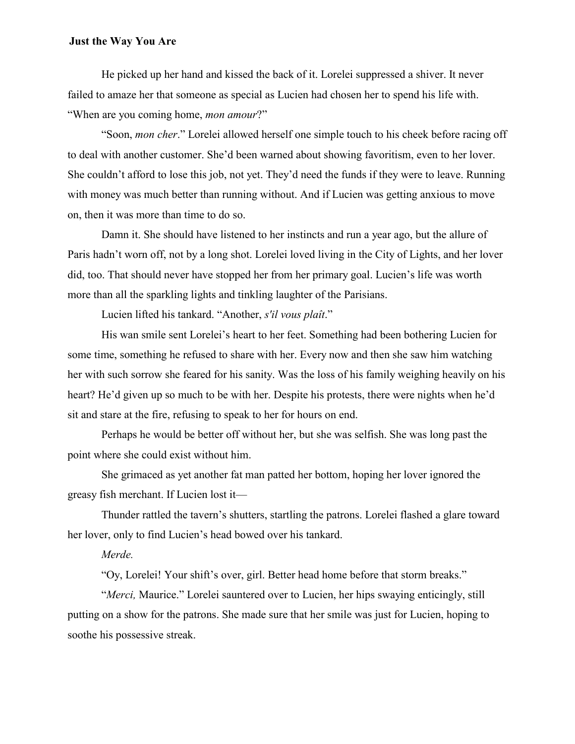He picked up her hand and kissed the back of it. Lorelei suppressed a shiver. It never failed to amaze her that someone as special as Lucien had chosen her to spend his life with. “When are you coming home, *mon amour*?”

“Soon, *mon cher*.” Lorelei allowed herself one simple touch to his cheek before racing off to deal with another customer. She’d been warned about showing favoritism, even to her lover. She couldn’t afford to lose this job, not yet. They’d need the funds if they were to leave. Running with money was much better than running without. And if Lucien was getting anxious to move on, then it was more than time to do so.

Damn it. She should have listened to her instincts and run a year ago, but the allure of Paris hadn’t worn off, not by a long shot. Lorelei loved living in the City of Lights, and her lover did, too. That should never have stopped her from her primary goal. Lucien’s life was worth more than all the sparkling lights and tinkling laughter of the Parisians.

Lucien lifted his tankard. “Another, *s'il vous plaît*.”

His wan smile sent Lorelei’s heart to her feet. Something had been bothering Lucien for some time, something he refused to share with her. Every now and then she saw him watching her with such sorrow she feared for his sanity. Was the loss of his family weighing heavily on his heart? He’d given up so much to be with her. Despite his protests, there were nights when he’d sit and stare at the fire, refusing to speak to her for hours on end.

Perhaps he would be better off without her, but she was selfish. She was long past the point where she could exist without him.

She grimaced as yet another fat man patted her bottom, hoping her lover ignored the greasy fish merchant. If Lucien lost it—

Thunder rattled the tavern’s shutters, startling the patrons. Lorelei flashed a glare toward her lover, only to find Lucien’s head bowed over his tankard.

*Merde.*

“Oy, Lorelei! Your shift’s over, girl. Better head home before that storm breaks.”

“*Merci,* Maurice.” Lorelei sauntered over to Lucien, her hips swaying enticingly, still putting on a show for the patrons. She made sure that her smile was just for Lucien, hoping to soothe his possessive streak.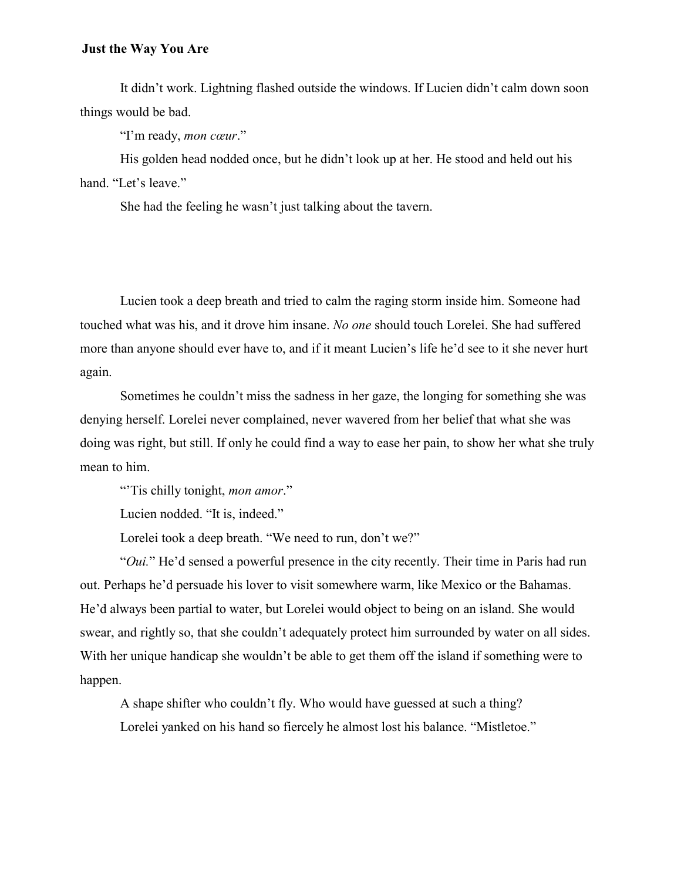It didn't work. Lightning flashed outside the windows. If Lucien didn't calm down soon things would be bad.

"I'm ready, *mon cœur*."

His golden head nodded once, but he didn't look up at her. He stood and held out his hand. "Let's leave."

She had the feeling he wasn't just talking about the tavern.

Lucien took a deep breath and tried to calm the raging storm inside him. Someone had touched what was his, and it drove him insane. *No one* should touch Lorelei. She had suffered more than anyone should ever have to, and if it meant Lucien's life he'd see to it she never hurt again.

Sometimes he couldn't miss the sadness in her gaze, the longing for something she was denying herself. Lorelei never complained, never wavered from her belief that what she was doing was right, but still. If only he could find a way to ease her pain, to show her what she truly mean to him.

"'Tis chilly tonight, *mon amor*."

Lucien nodded. "It is, indeed."

Lorelei took a deep breath. "We need to run, don't we?"

"*Oui.*" He'd sensed a powerful presence in the city recently. Their time in Paris had run out. Perhaps he'd persuade his lover to visit somewhere warm, like Mexico or the Bahamas. He'd always been partial to water, but Lorelei would object to being on an island. She would swear, and rightly so, that she couldn't adequately protect him surrounded by water on all sides. With her unique handicap she wouldn't be able to get them off the island if something were to happen.

A shape shifter who couldn't fly. Who would have guessed at such a thing?

Lorelei yanked on his hand so fiercely he almost lost his balance. "Mistletoe."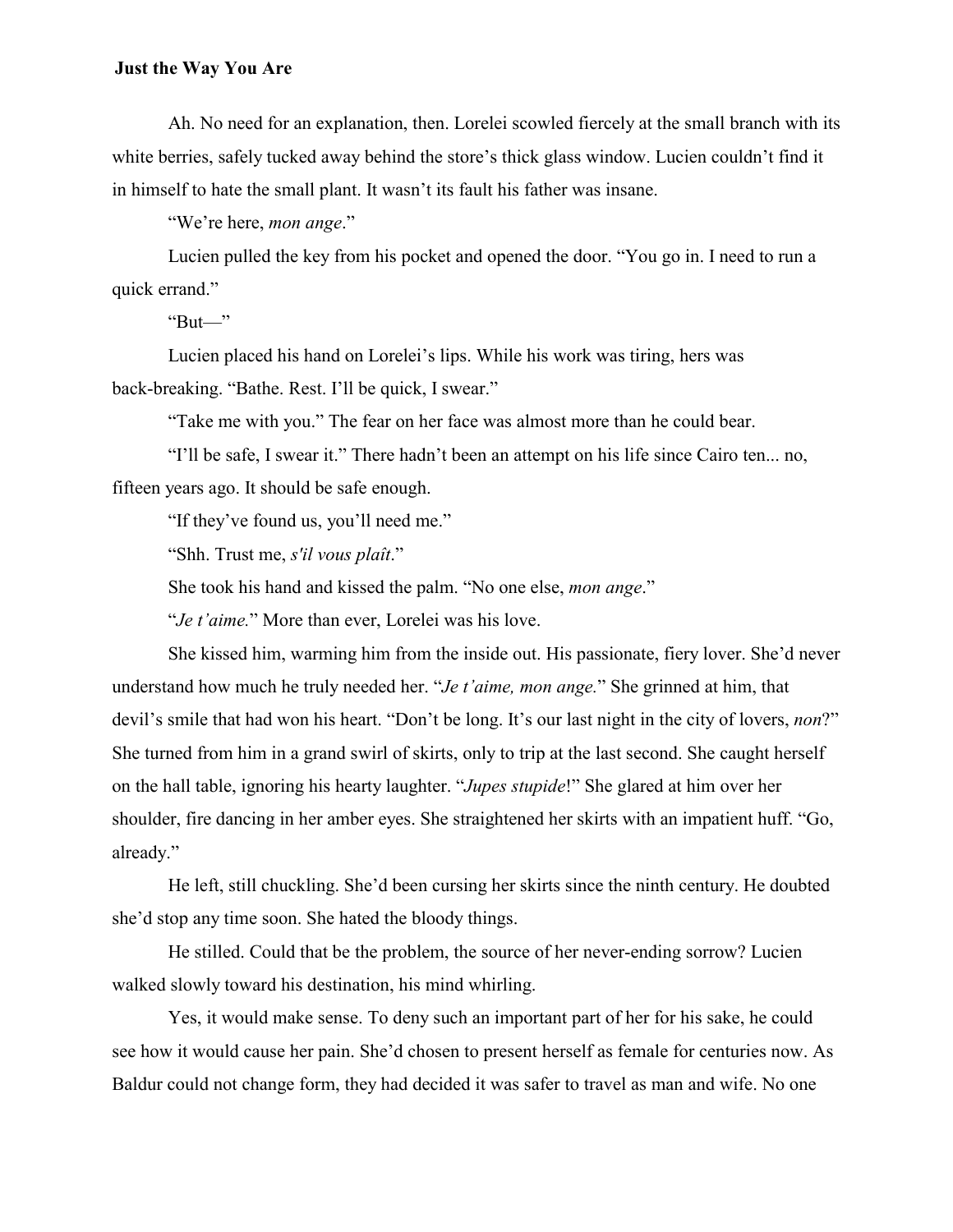Ah. No need for an explanation, then. Lorelei scowled fiercely at the small branch with its white berries, safely tucked away behind the store's thick glass window. Lucien couldn't find it in himself to hate the small plant. It wasn't its fault his father was insane.

"We're here, *mon ange*."

Lucien pulled the key from his pocket and opened the door. "You go in. I need to run a quick errand."

"But—"

Lucien placed his hand on Lorelei's lips. While his work was tiring, hers was back-breaking. "Bathe. Rest. I'll be quick, I swear."

"Take me with you." The fear on her face was almost more than he could bear.

"I'll be safe, I swear it." There hadn't been an attempt on his life since Cairo ten... no, fifteen years ago. It should be safe enough.

"If they've found us, you'll need me."

"Shh. Trust me, *s'il vous plaît*."

She took his hand and kissed the palm. "No one else, *mon ange*."

"*Je t'aime.*" More than ever, Lorelei was his love.

She kissed him, warming him from the inside out. His passionate, fiery lover. She'd never understand how much he truly needed her. "*Je t'aime, mon ange.*" She grinned at him, that devil's smile that had won his heart. "Don't be long. It's our last night in the city of lovers, *non*?" She turned from him in a grand swirl of skirts, only to trip at the last second. She caught herself on the hall table, ignoring his hearty laughter. "*Jupes stupide*!" She glared at him over her shoulder, fire dancing in her amber eyes. She straightened her skirts with an impatient huff. "Go, already."

He left, still chuckling. She'd been cursing her skirts since the ninth century. He doubted she'd stop any time soon. She hated the bloody things.

He stilled. Could that be the problem, the source of her never-ending sorrow? Lucien walked slowly toward his destination, his mind whirling.

Yes, it would make sense. To deny such an important part of her for his sake, he could see how it would cause her pain. She'd chosen to present herself as female for centuries now. As Baldur could not change form, they had decided it was safer to travel as man and wife. No one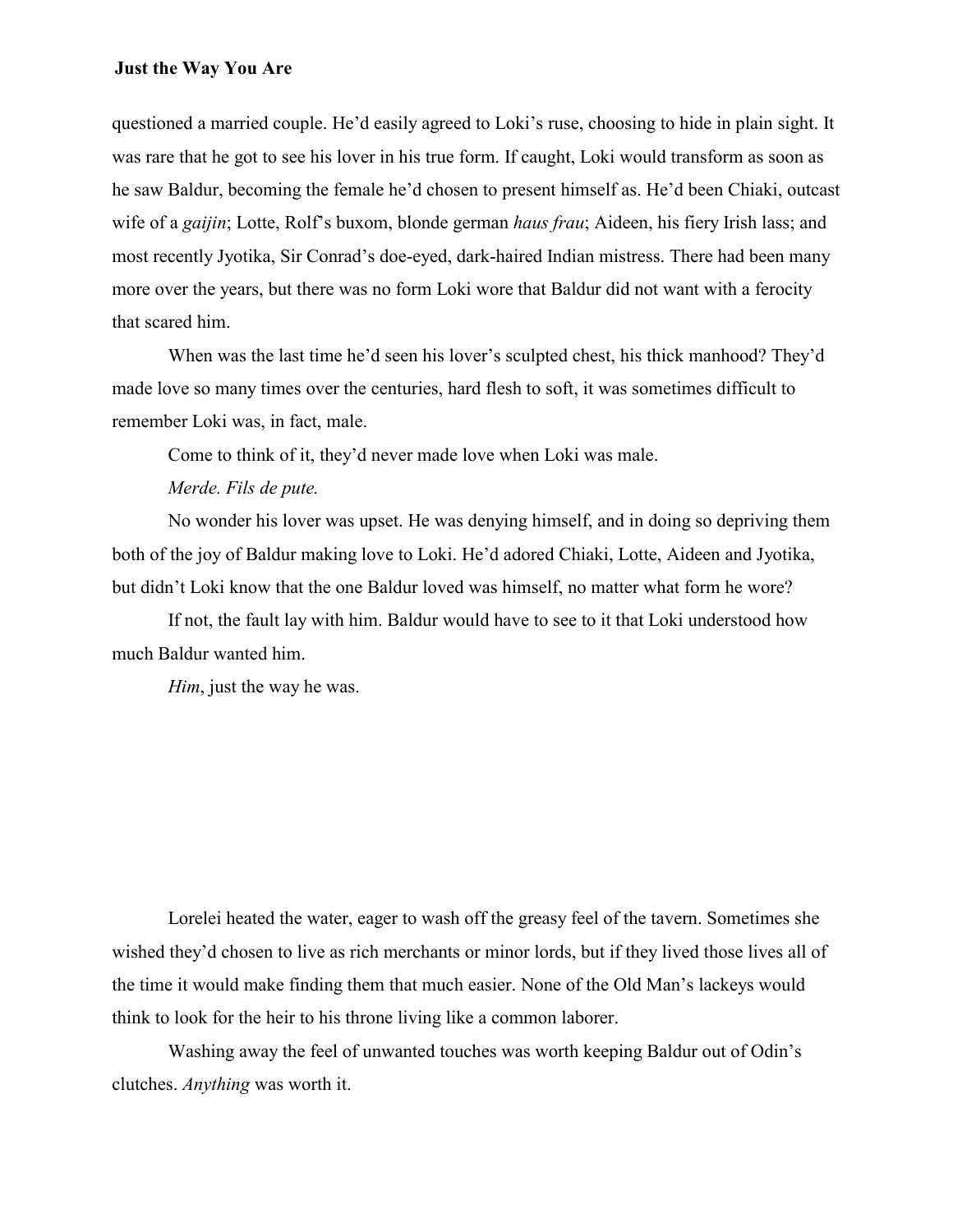questioned a married couple. He'd easily agreed to Loki's ruse, choosing to hide in plain sight. It was rare that he got to see his lover in his true form. If caught, Loki would transform as soon as he saw Baldur, becoming the female he'd chosen to present himself as. He'd been Chiaki, outcast wife of a *gaijin*; Lotte, Rolf's buxom, blonde german *haus frau*; Aideen, his fiery Irish lass; and most recently Jyotika, Sir Conrad's doe-eyed, dark-haired Indian mistress. There had been many more over the years, but there was no form Loki wore that Baldur did not want with a ferocity that scared him.

When was the last time he'd seen his lover's sculpted chest, his thick manhood? They'd made love so many times over the centuries, hard flesh to soft, it was sometimes difficult to remember Loki was, in fact, male.

Come to think of it, they'd never made love when Loki was male.

*Merde. Fils de pute.*

No wonder his lover was upset. He was denying himself, and in doing so depriving them both of the joy of Baldur making love to Loki. He'd adored Chiaki, Lotte, Aideen and Jyotika, but didn't Loki know that the one Baldur loved was himself, no matter what form he wore?

If not, the fault lay with him. Baldur would have to see to it that Loki understood how much Baldur wanted him.

*Him*, just the way he was.

Lorelei heated the water, eager to wash off the greasy feel of the tavern. Sometimes she wished they'd chosen to live as rich merchants or minor lords, but if they lived those lives all of the time it would make finding them that much easier. None of the Old Man's lackeys would think to look for the heir to his throne living like a common laborer.

Washing away the feel of unwanted touches was worth keeping Baldur out of Odin's clutches. *Anything* was worth it.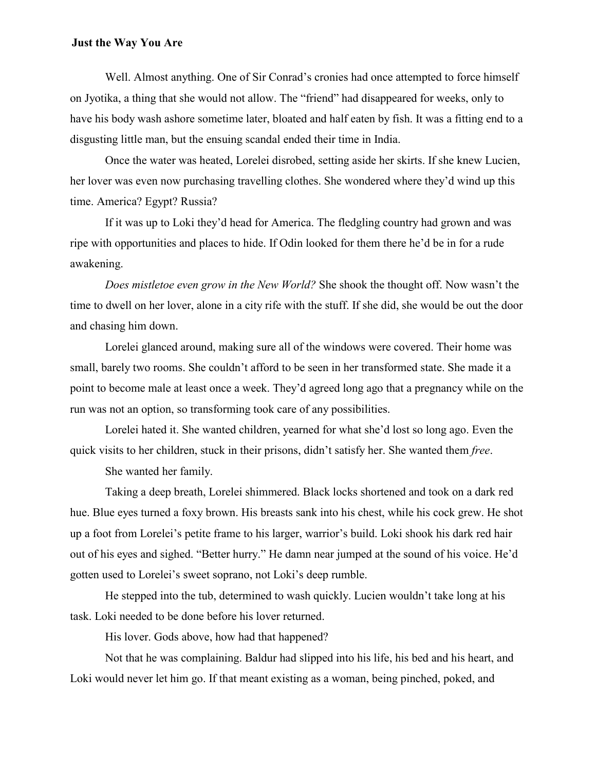Well. Almost anything. One of Sir Conrad's cronies had once attempted to force himself on Jyotika, a thing that she would not allow. The "friend" had disappeared for weeks, only to have his body wash ashore sometime later, bloated and half eaten by fish. It was a fitting end to a disgusting little man, but the ensuing scandal ended their time in India.

Once the water was heated, Lorelei disrobed, setting aside her skirts. If she knew Lucien, her lover was even now purchasing travelling clothes. She wondered where they'd wind up this time. America? Egypt? Russia?

If it was up to Loki they'd head for America. The fledgling country had grown and was ripe with opportunities and places to hide. If Odin looked for them there he'd be in for a rude awakening.

*Does mistletoe even grow in the New World?* She shook the thought off. Now wasn't the time to dwell on her lover, alone in a city rife with the stuff. If she did, she would be out the door and chasing him down.

Lorelei glanced around, making sure all of the windows were covered. Their home was small, barely two rooms. She couldn't afford to be seen in her transformed state. She made it a point to become male at least once a week. They'd agreed long ago that a pregnancy while on the run was not an option, so transforming took care of any possibilities.

Lorelei hated it. She wanted children, yearned for what she'd lost so long ago. Even the quick visits to her children, stuck in their prisons, didn't satisfy her. She wanted them *free*.

She wanted her family.

Taking a deep breath, Lorelei shimmered. Black locks shortened and took on a dark red hue. Blue eyes turned a foxy brown. His breasts sank into his chest, while his cock grew. He shot up a foot from Lorelei's petite frame to his larger, warrior's build. Loki shook his dark red hair out of his eyes and sighed. "Better hurry." He damn near jumped at the sound of his voice. He'd gotten used to Lorelei's sweet soprano, not Loki's deep rumble.

He stepped into the tub, determined to wash quickly. Lucien wouldn't take long at his task. Loki needed to be done before his lover returned.

His lover. Gods above, how had that happened?

Not that he was complaining. Baldur had slipped into his life, his bed and his heart, and Loki would never let him go. If that meant existing as a woman, being pinched, poked, and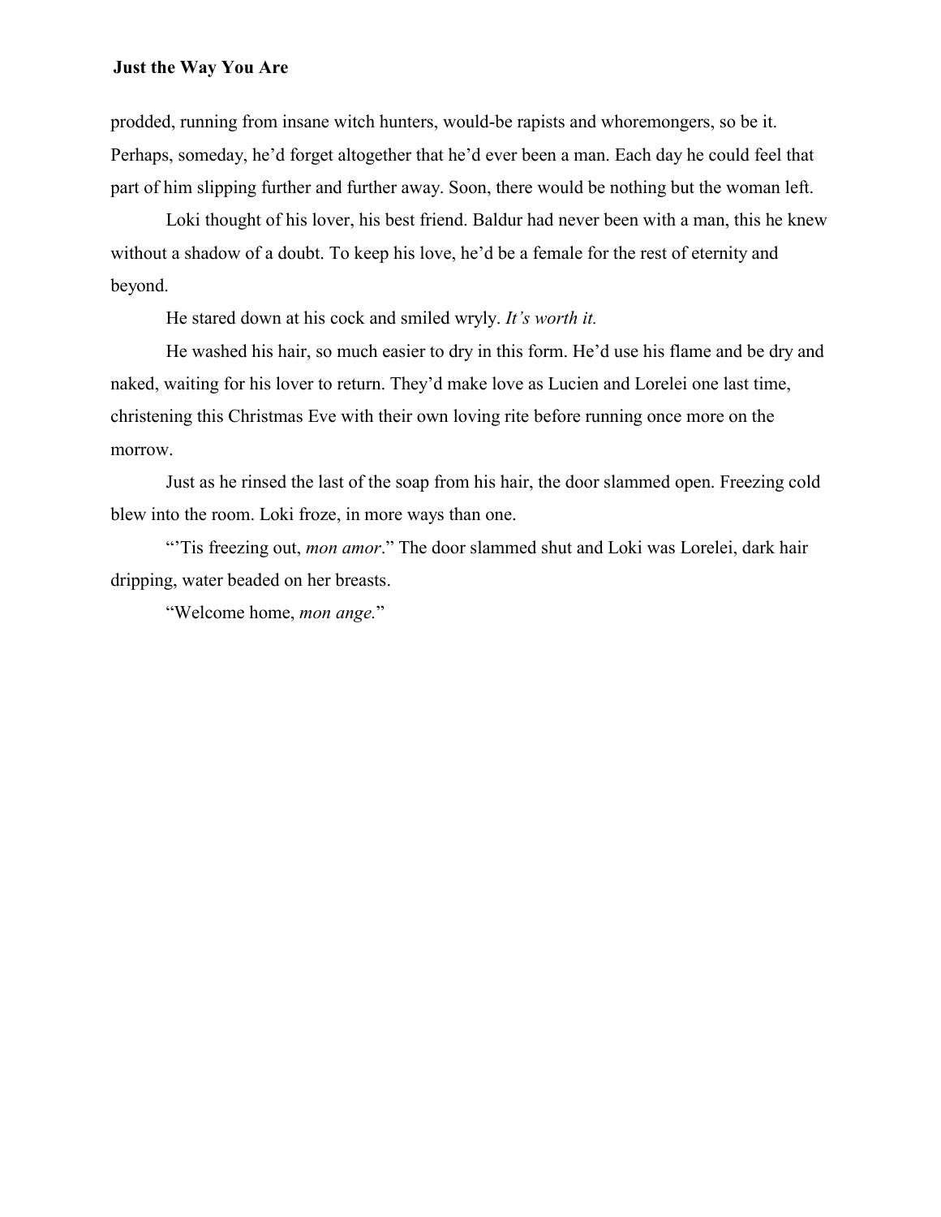prodded, running from insane witch hunters, would-be rapists and whoremongers, so be it. Perhaps, someday, he'd forget altogether that he'd ever been a man. Each day he could feel that part of him slipping further and further away. Soon, there would be nothing but the woman left.

Loki thought of his lover, his best friend. Baldur had never been with a man, this he knew without a shadow of a doubt. To keep his love, he'd be a female for the rest of eternity and beyond.

He stared down at his cock and smiled wryly. *It's worth it.*

He washed his hair, so much easier to dry in this form. He'd use his flame and be dry and naked, waiting for his lover to return. They'd make love as Lucien and Lorelei one last time, christening this Christmas Eve with their own loving rite before running once more on the morrow.

Just as he rinsed the last of the soap from his hair, the door slammed open. Freezing cold blew into the room. Loki froze, in more ways than one.

"'Tis freezing out, *mon amor*." The door slammed shut and Loki was Lorelei, dark hair dripping, water beaded on her breasts.

"Welcome home, *mon ange.*"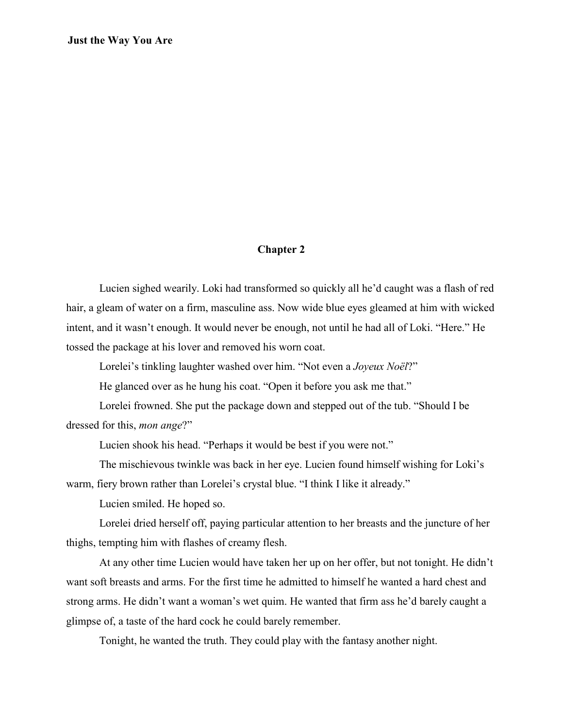## Chapter 2

Lucien sighed wearily. Loki had transformed so quickly all he'd caught was a flash of red hair, a gleam of water on a firm, masculine ass. Now wide blue eyes gleamed at him with wicked intent, and it wasn't enough. It would never be enough, not until he had all of Loki. "Here." He tossed the package at his lover and removed his worn coat.

Lorelei's tinkling laughter washed over him. "Not even a *Joyeux Noël*?"

He glanced over as he hung his coat. "Open it before you ask me that."

Lorelei frowned. She put the package down and stepped out of the tub. "Should I be dressed for this, *mon ange*?"

Lucien shook his head. "Perhaps it would be best if you were not."

The mischievous twinkle was back in her eye. Lucien found himself wishing for Loki's warm, fiery brown rather than Lorelei's crystal blue. "I think I like it already."

Lucien smiled. He hoped so.

Lorelei dried herself off, paying particular attention to her breasts and the juncture of her thighs, tempting him with flashes of creamy flesh.

At any other time Lucien would have taken her up on her offer, but not tonight. He didn't want soft breasts and arms. For the first time he admitted to himself he wanted a hard chest and strong arms. He didn't want a woman's wet quim. He wanted that firm ass he'd barely caught a glimpse of, a taste of the hard cock he could barely remember.

Tonight, he wanted the truth. They could play with the fantasy another night.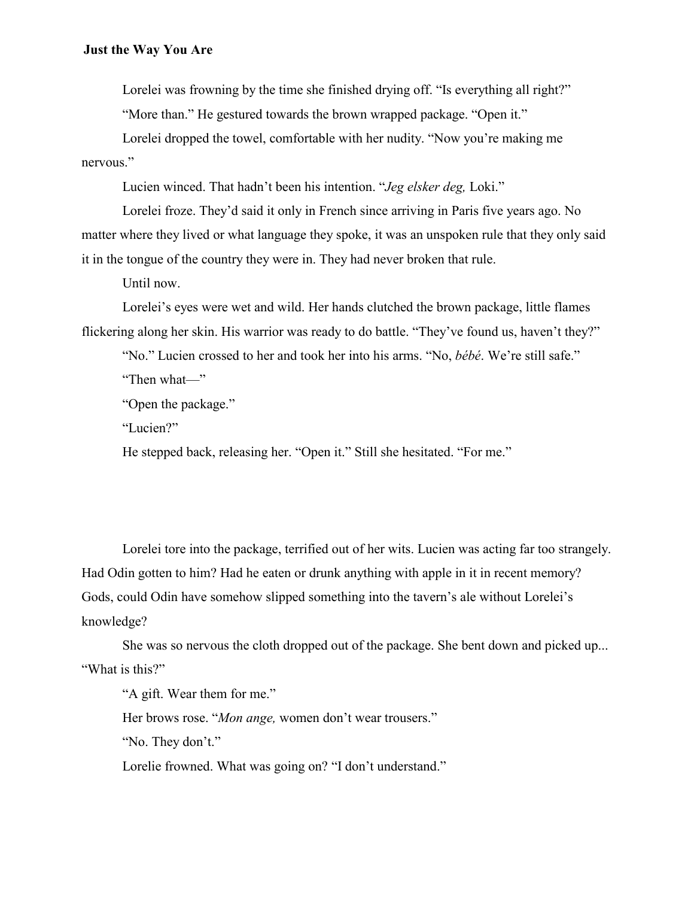Lorelei was frowning by the time she finished drying off. "Is everything all right?"

"More than." He gestured towards the brown wrapped package. "Open it."

Lorelei dropped the towel, comfortable with her nudity. "Now you're making me nervous."

Lucien winced. That hadn't been his intention. "*Jeg elsker deg,* Loki."

Lorelei froze. They'd said it only in French since arriving in Paris five years ago. No matter where they lived or what language they spoke, it was an unspoken rule that they only said it in the tongue of the country they were in. They had never broken that rule.

Until now.

Lorelei's eyes were wet and wild. Her hands clutched the brown package, little flames flickering along her skin. His warrior was ready to do battle. "They've found us, haven't they?"

"No." Lucien crossed to her and took her into his arms. "No, *bébé*. We're still safe."

"Then what—"

"Open the package."

"Lucien?"

He stepped back, releasing her. "Open it." Still she hesitated. "For me."

Lorelei tore into the package, terrified out of her wits. Lucien was acting far too strangely. Had Odin gotten to him? Had he eaten or drunk anything with apple in it in recent memory? Gods, could Odin have somehow slipped something into the tavern's ale without Lorelei's knowledge?

She was so nervous the cloth dropped out of the package. She bent down and picked up... "What is this?"

"A gift. Wear them for me."

Her brows rose. "*Mon ange,* women don't wear trousers."

"No. They don't."

Lorelie frowned. What was going on? "I don't understand."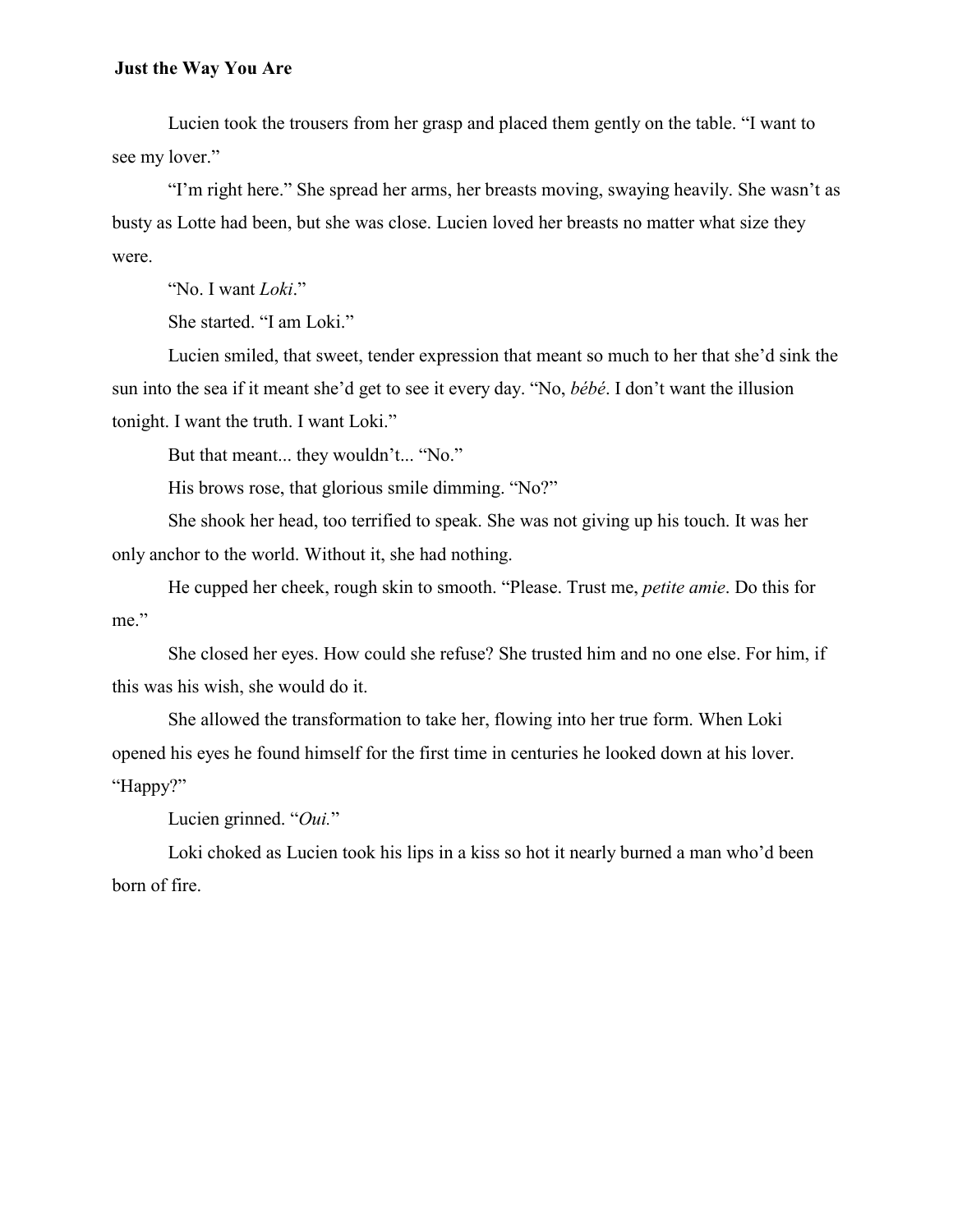Lucien took the trousers from her grasp and placed them gently on the table. "I want to see my lover."

"I'm right here." She spread her arms, her breasts moving, swaying heavily. She wasn't as busty as Lotte had been, but she was close. Lucien loved her breasts no matter what size they were.

"No. I want *Loki*."

She started. "I am Loki."

Lucien smiled, that sweet, tender expression that meant so much to her that she'd sink the sun into the sea if it meant she'd get to see it every day. "No, *bébé*. I don't want the illusion tonight. I want the truth. I want Loki."

But that meant... they wouldn't... "No."

His brows rose, that glorious smile dimming. "No?"

She shook her head, too terrified to speak. She was not giving up his touch. It was her only anchor to the world. Without it, she had nothing.

He cupped her cheek, rough skin to smooth. "Please. Trust me, *petite amie*. Do this for me."

She closed her eyes. How could she refuse? She trusted him and no one else. For him, if this was his wish, she would do it.

She allowed the transformation to take her, flowing into her true form. When Loki opened his eyes he found himself for the first time in centuries he looked down at his lover. "Happy?"

Lucien grinned. "*Oui.*"

Loki choked as Lucien took his lips in a kiss so hot it nearly burned a man who'd been born of fire.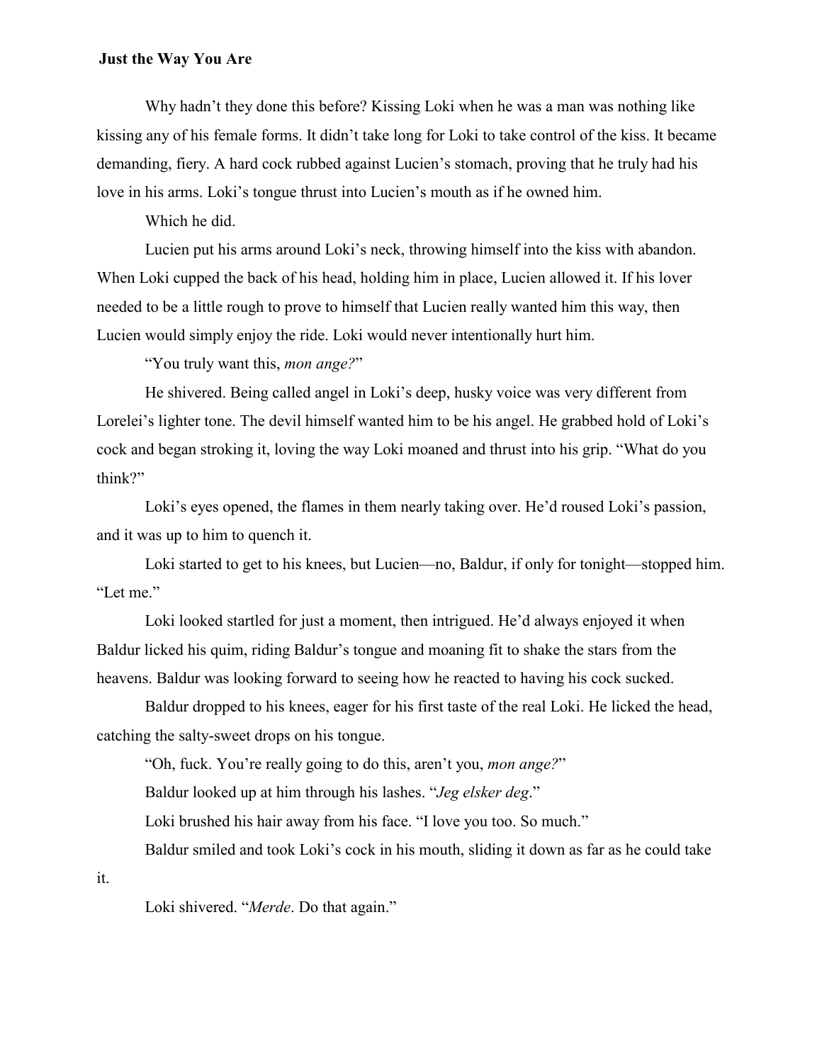**Just the Way You Are**

Why hadn't they done this before? Kissing Loki when he was a man was nothing like kissing any of his female forms. It didn't take long for Loki to take control of the kiss. It became demanding, fiery. A hard cock rubbed against Lucien's stomach, proving that he truly had his love in his arms. Loki's tongue thrust into Lucien's mouth as if he owned him.

Which he did.

Lucien put his arms around Loki's neck, throwing himself into the kiss with abandon. When Loki cupped the back of his head, holding him in place, Lucien allowed it. If his lover needed to be a little rough to prove to himself that Lucien really wanted him this way, then Lucien would simply enjoy the ride. Loki would never intentionally hurt him.

"You truly want this, *mon ange?*"

He shivered. Being called angel in Loki's deep, husky voice was very different from Lorelei's lighter tone. The devil himself wanted him to be his angel. He grabbed hold of Loki's cock and began stroking it, loving the way Loki moaned and thrust into his grip. "What do you think?"

Loki's eyes opened, the flames in them nearly taking over. He'd roused Loki's passion, and it was up to him to quench it.

Loki started to get to his knees, but Lucien—no, Baldur, if only for tonight—stopped him. "Let me."

Loki looked startled for just a moment, then intrigued. He'd always enjoyed it when Baldur licked his quim, riding Baldur's tongue and moaning fit to shake the stars from the heavens. Baldur was looking forward to seeing how he reacted to having his cock sucked.

Baldur dropped to his knees, eager for his first taste of the real Loki. He licked the head, catching the salty-sweet drops on his tongue.

"Oh, fuck. You're really going to do this, aren't you, *mon ange?*"

Baldur looked up at him through his lashes. "*Jeg elsker deg*."

Loki brushed his hair away from his face. "I love you too. So much."

Baldur smiled and took Loki's cock in his mouth, sliding it down as far as he could take it.

Loki shivered. "*Merde*. Do that again."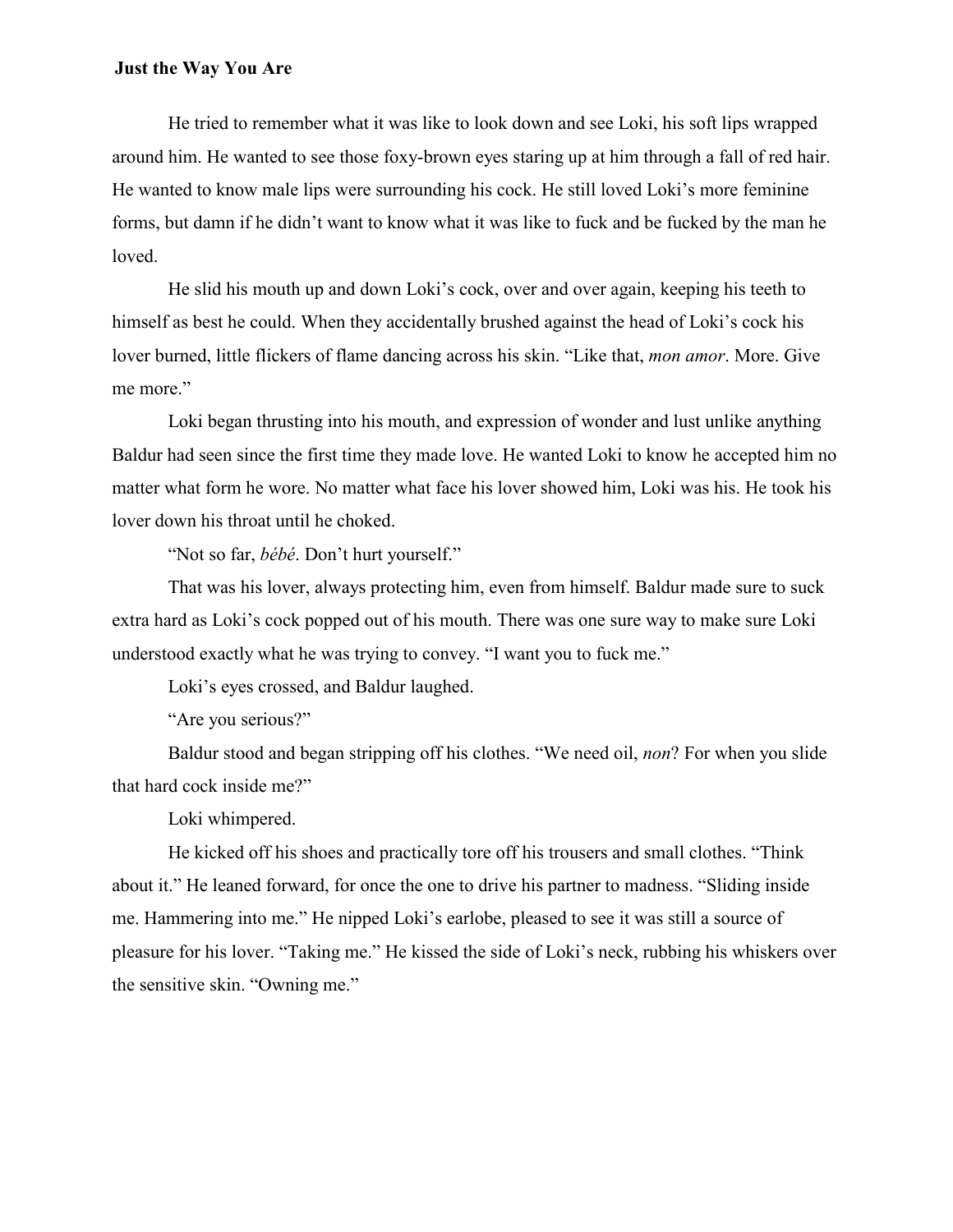He tried to remember what it was like to look down and see Loki, his soft lips wrapped around him. He wanted to see those foxy-brown eyes staring up at him through a fall of red hair. He wanted to know male lips were surrounding his cock. He still loved Loki's more feminine forms, but damn if he didn't want to know what it was like to fuck and be fucked by the man he loved.

He slid his mouth up and down Loki's cock, over and over again, keeping his teeth to himself as best he could. When they accidentally brushed against the head of Loki's cock his lover burned, little flickers of flame dancing across his skin. "Like that, *mon amor*. More. Give me more."

Loki began thrusting into his mouth, and expression of wonder and lust unlike anything Baldur had seen since the first time they made love. He wanted Loki to know he accepted him no matter what form he wore. No matter what face his lover showed him, Loki was his. He took his lover down his throat until he choked.

"Not so far, *bébé*. Don't hurt yourself."

That was his lover, always protecting him, even from himself. Baldur made sure to suck extra hard as Loki's cock popped out of his mouth. There was one sure way to make sure Loki understood exactly what he was trying to convey. "I want you to fuck me."

Loki's eyes crossed, and Baldur laughed.

"Are you serious?"

Baldur stood and began stripping off his clothes. "We need oil, *non*? For when you slide that hard cock inside me?"

Loki whimpered.

He kicked off his shoes and practically tore off his trousers and small clothes. "Think about it." He leaned forward, for once the one to drive his partner to madness. "Sliding inside me. Hammering into me." He nipped Loki's earlobe, pleased to see it was still a source of pleasure for his lover. "Taking me." He kissed the side of Loki's neck, rubbing his whiskers over the sensitive skin. "Owning me."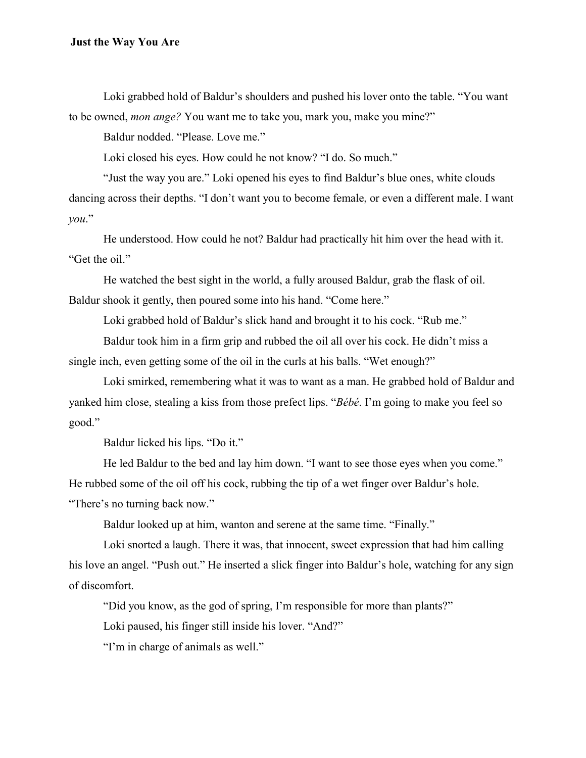Loki grabbed hold of Baldur's shoulders and pushed his lover onto the table. "You want to be owned, *mon ange?* You want me to take you, mark you, make you mine?"

Baldur nodded. "Please. Love me."

Loki closed his eyes. How could he not know? "I do. So much."

"Just the way you are." Loki opened his eyes to find Baldur's blue ones, white clouds dancing across their depths. "I don't want you to become female, or even a different male. I want *you*."

He understood. How could he not? Baldur had practically hit him over the head with it. "Get the oil."

He watched the best sight in the world, a fully aroused Baldur, grab the flask of oil. Baldur shook it gently, then poured some into his hand. "Come here."

Loki grabbed hold of Baldur's slick hand and brought it to his cock. "Rub me."

Baldur took him in a firm grip and rubbed the oil all over his cock. He didn't miss a single inch, even getting some of the oil in the curls at his balls. "Wet enough?"

Loki smirked, remembering what it was to want as a man. He grabbed hold of Baldur and yanked him close, stealing a kiss from those prefect lips. "*Bébé*. I'm going to make you feel so good."

Baldur licked his lips. "Do it."

He led Baldur to the bed and lay him down. "I want to see those eyes when you come." He rubbed some of the oil off his cock, rubbing the tip of a wet finger over Baldur's hole. "There's no turning back now."

Baldur looked up at him, wanton and serene at the same time. "Finally."

Loki snorted a laugh. There it was, that innocent, sweet expression that had him calling his love an angel. "Push out." He inserted a slick finger into Baldur's hole, watching for any sign of discomfort.

"Did you know, as the god of spring, I'm responsible for more than plants?"

Loki paused, his finger still inside his lover. "And?"

"I'm in charge of animals as well."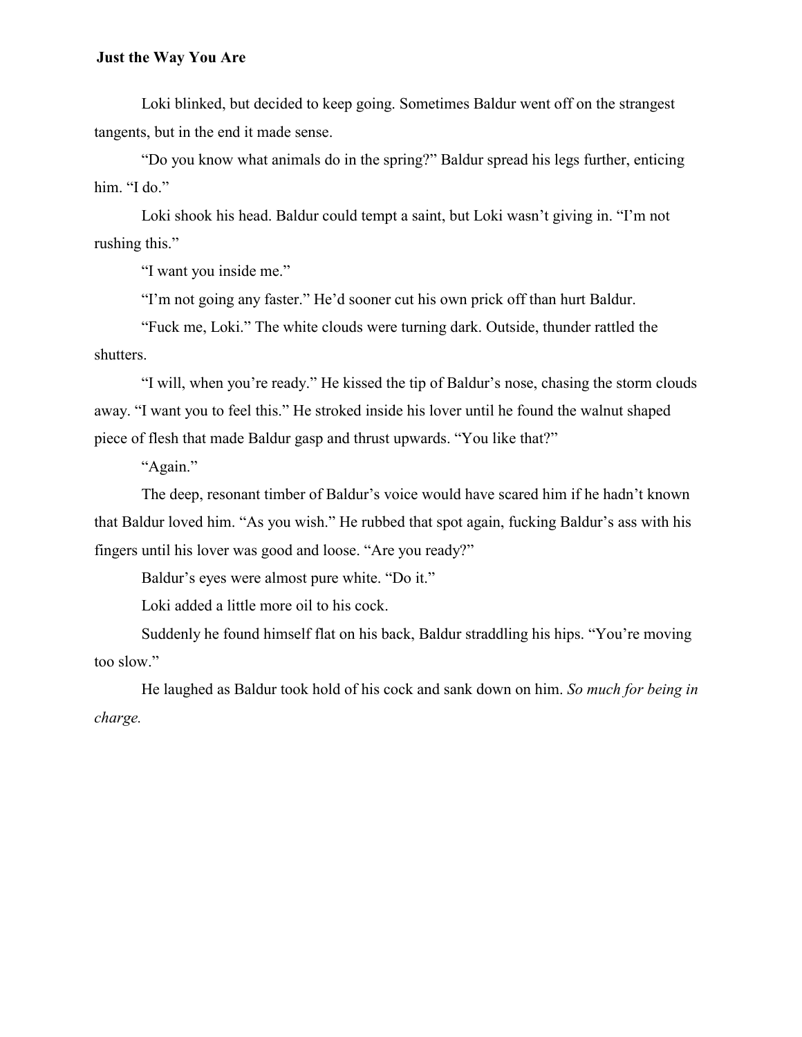Loki blinked, but decided to keep going. Sometimes Baldur went off on the strangest tangents, but in the end it made sense.

"Do you know what animals do in the spring?" Baldur spread his legs further, enticing him. "I do."

Loki shook his head. Baldur could tempt a saint, but Loki wasn't giving in. "I'm not rushing this."

"I want you inside me."

"I'm not going any faster." He'd sooner cut his own prick off than hurt Baldur.

"Fuck me, Loki." The white clouds were turning dark. Outside, thunder rattled the shutters.

"I will, when you're ready." He kissed the tip of Baldur's nose, chasing the storm clouds away. "I want you to feel this." He stroked inside his lover until he found the walnut shaped piece of flesh that made Baldur gasp and thrust upwards. "You like that?"

"Again."

The deep, resonant timber of Baldur's voice would have scared him if he hadn't known that Baldur loved him. "As you wish." He rubbed that spot again, fucking Baldur's ass with his fingers until his lover was good and loose. "Are you ready?"

Baldur's eyes were almost pure white. "Do it."

Loki added a little more oil to his cock.

Suddenly he found himself flat on his back, Baldur straddling his hips. "You're moving too slow."

He laughed as Baldur took hold of his cock and sank down on him. *So much for being in charge.*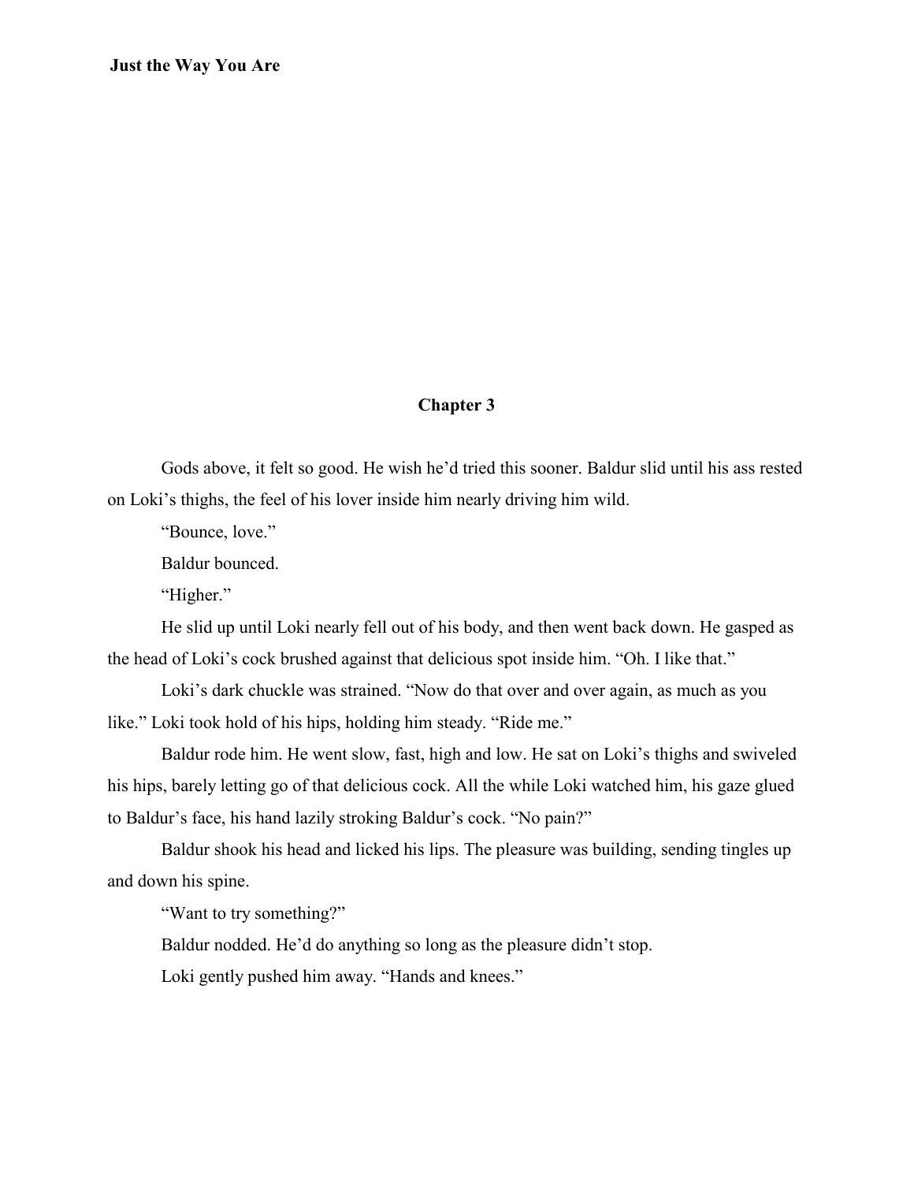## Chapter 3

Gods above, it felt so good. He wish he'd tried this sooner. Baldur slid until his ass rested on Loki's thighs, the feel of his lover inside him nearly driving him wild.

"Bounce, love."

Baldur bounced.

"Higher."

He slid up until Loki nearly fell out of his body, and then went back down. He gasped as the head of Loki's cock brushed against that delicious spot inside him. "Oh. I like that."

Loki's dark chuckle was strained. "Now do that over and over again, as much as you like." Loki took hold of his hips, holding him steady. "Ride me."

Baldur rode him. He went slow, fast, high and low. He sat on Loki's thighs and swiveled his hips, barely letting go of that delicious cock. All the while Loki watched him, his gaze glued to Baldur's face, his hand lazily stroking Baldur's cock. "No pain?"

Baldur shook his head and licked his lips. The pleasure was building, sending tingles up and down his spine.

"Want to try something?"

Baldur nodded. He'd do anything so long as the pleasure didn't stop.

Loki gently pushed him away. "Hands and knees."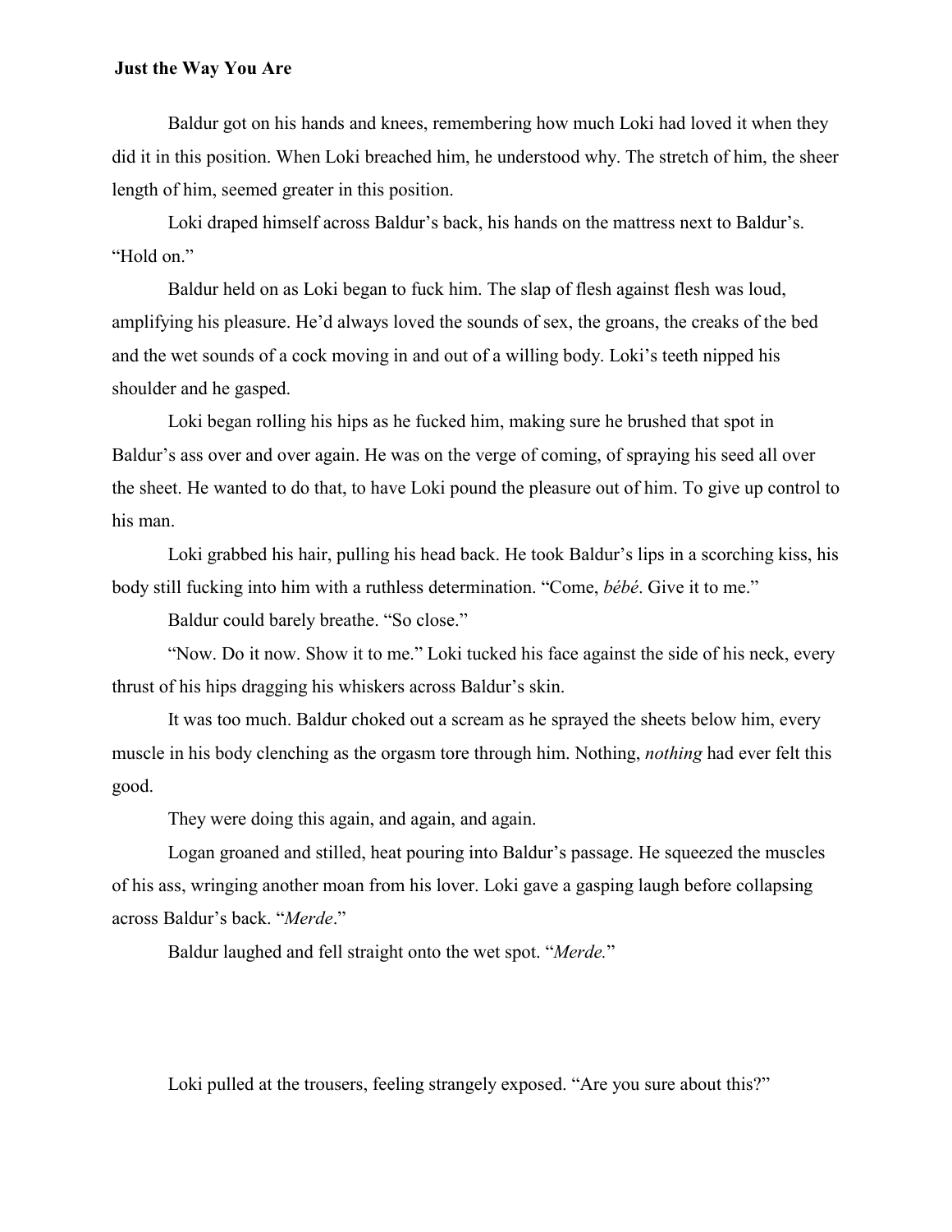Baldur got on his hands and knees, remembering how much Loki had loved it when they did it in this position. When Loki breached him, he understood why. The stretch of him, the sheer length of him, seemed greater in this position.

Loki draped himself across Baldur's back, his hands on the mattress next to Baldur's. "Hold on."

Baldur held on as Loki began to fuck him. The slap of flesh against flesh was loud, amplifying his pleasure. He'd always loved the sounds of sex, the groans, the creaks of the bed and the wet sounds of a cock moving in and out of a willing body. Loki's teeth nipped his shoulder and he gasped.

Loki began rolling his hips as he fucked him, making sure he brushed that spot in Baldur's ass over and over again. He was on the verge of coming, of spraying his seed all over the sheet. He wanted to do that, to have Loki pound the pleasure out of him. To give up control to his man.

Loki grabbed his hair, pulling his head back. He took Baldur's lips in a scorching kiss, his body still fucking into him with a ruthless determination. "Come, *bébé*. Give it to me."

Baldur could barely breathe. "So close."

"Now. Do it now. Show it to me." Loki tucked his face against the side of his neck, every thrust of his hips dragging his whiskers across Baldur's skin.

It was too much. Baldur choked out a scream as he sprayed the sheets below him, every muscle in his body clenching as the orgasm tore through him. Nothing, *nothing* had ever felt this good.

They were doing this again, and again, and again.

Logan groaned and stilled, heat pouring into Baldur's passage. He squeezed the muscles of his ass, wringing another moan from his lover. Loki gave a gasping laugh before collapsing across Baldur's back. "*Merde*."

Baldur laughed and fell straight onto the wet spot. "*Merde.*"

Loki pulled at the trousers, feeling strangely exposed. "Are you sure about this?"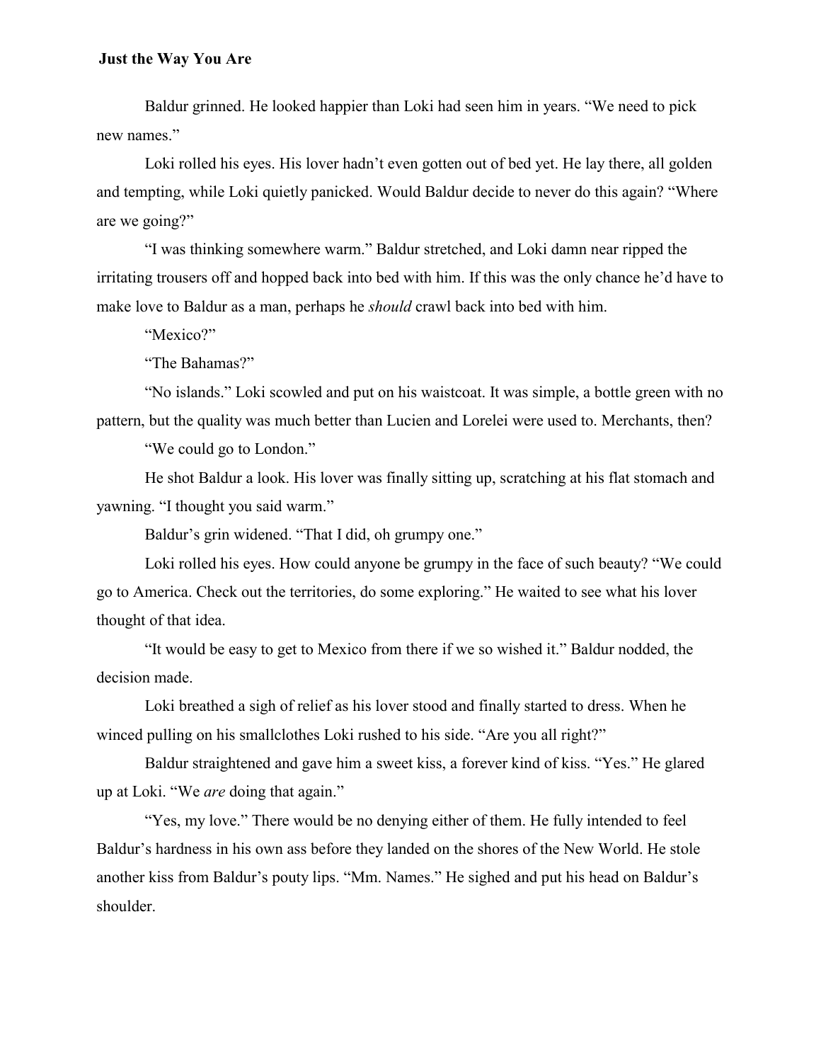Baldur grinned. He looked happier than Loki had seen him in years. “We need to pick new names.”

Loki rolled his eyes. His lover hadn’t even gotten out of bed yet. He lay there, all golden and tempting, while Loki quietly panicked. Would Baldur decide to never do this again? “Where are we going?”

“I was thinking somewhere warm.” Baldur stretched, and Loki damn near ripped the irritating trousers off and hopped back into bed with him. If this was the only chance he’d have to make love to Baldur as a man, perhaps he *should* crawl back into bed with him.

“Mexico?”

“The Bahamas?”

“No islands.” Loki scowled and put on his waistcoat. It was simple, a bottle green with no pattern, but the quality was much better than Lucien and Lorelei were used to. Merchants, then?

“We could go to London.”

He shot Baldur a look. His lover was finally sitting up, scratching at his flat stomach and yawning. “I thought you said warm.”

Baldur’s grin widened. “That I did, oh grumpy one.”

Loki rolled his eyes. How could anyone be grumpy in the face of such beauty? “We could go to America. Check out the territories, do some exploring.” He waited to see what his lover thought of that idea.

“It would be easy to get to Mexico from there if we so wished it.” Baldur nodded, the decision made.

Loki breathed a sigh of relief as his lover stood and finally started to dress. When he winced pulling on his smallclothes Loki rushed to his side. “Are you all right?”

Baldur straightened and gave him a sweet kiss, a forever kind of kiss. “Yes.” He glared up at Loki. “We *are* doing that again.”

“Yes, my love.” There would be no denying either of them. He fully intended to feel Baldur’s hardness in his own ass before they landed on the shores of the New World. He stole another kiss from Baldur’s pouty lips. “Mm. Names.” He sighed and put his head on Baldur’s shoulder.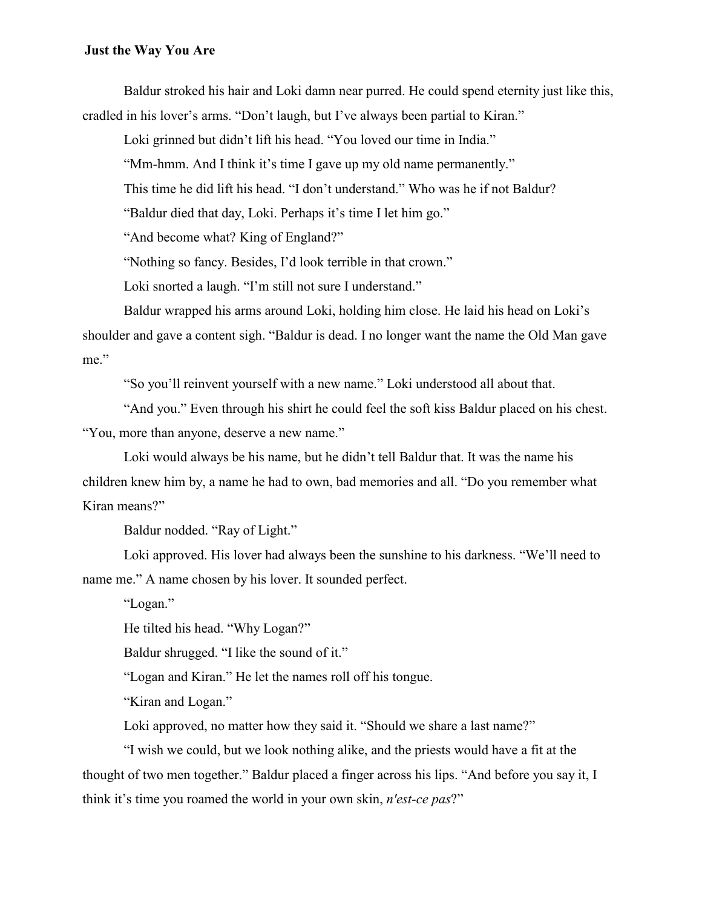Baldur stroked his hair and Loki damn near purred. He could spend eternity just like this, cradled in his lover's arms. "Don't laugh, but I've always been partial to Kiran."

Loki grinned but didn't lift his head. "You loved our time in India."

"Mm-hmm. And I think it's time I gave up my old name permanently."

This time he did lift his head. "I don't understand." Who was he if not Baldur?

"Baldur died that day, Loki. Perhaps it's time I let him go."

"And become what? King of England?"

"Nothing so fancy. Besides, I'd look terrible in that crown."

Loki snorted a laugh. "I'm still not sure I understand."

Baldur wrapped his arms around Loki, holding him close. He laid his head on Loki's shoulder and gave a content sigh. "Baldur is dead. I no longer want the name the Old Man gave me."

"So you'll reinvent yourself with a new name." Loki understood all about that.

"And you." Even through his shirt he could feel the soft kiss Baldur placed on his chest. "You, more than anyone, deserve a new name."

Loki would always be his name, but he didn't tell Baldur that. It was the name his children knew him by, a name he had to own, bad memories and all. "Do you remember what Kiran means?"

Baldur nodded. "Ray of Light."

Loki approved. His lover had always been the sunshine to his darkness. "We'll need to name me." A name chosen by his lover. It sounded perfect.

"Logan."

He tilted his head. "Why Logan?"

Baldur shrugged. "I like the sound of it."

"Logan and Kiran." He let the names roll off his tongue.

"Kiran and Logan."

Loki approved, no matter how they said it. "Should we share a last name?"

"I wish we could, but we look nothing alike, and the priests would have a fit at the thought of two men together." Baldur placed a finger across his lips. "And before you say it, I think it's time you roamed the world in your own skin, *n'est-ce pas*?"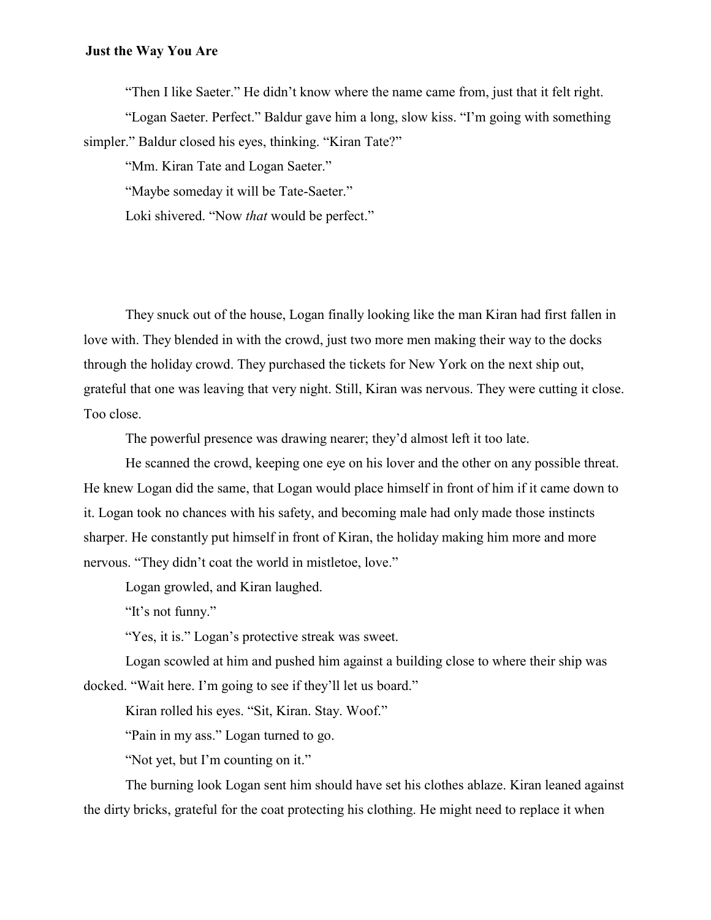"Then I like Saeter." He didn't know where the name came from, just that it felt right.

"Logan Saeter. Perfect." Baldur gave him a long, slow kiss. "I'm going with something simpler." Baldur closed his eyes, thinking. "Kiran Tate?"

"Mm. Kiran Tate and Logan Saeter."

"Maybe someday it will be Tate-Saeter."

Loki shivered. "Now *that* would be perfect."

They snuck out of the house, Logan finally looking like the man Kiran had first fallen in love with. They blended in with the crowd, just two more men making their way to the docks through the holiday crowd. They purchased the tickets for New York on the next ship out, grateful that one was leaving that very night. Still, Kiran was nervous. They were cutting it close. Too close.

The powerful presence was drawing nearer; they'd almost left it too late.

He scanned the crowd, keeping one eye on his lover and the other on any possible threat. He knew Logan did the same, that Logan would place himself in front of him if it came down to it. Logan took no chances with his safety, and becoming male had only made those instincts sharper. He constantly put himself in front of Kiran, the holiday making him more and more nervous. "They didn't coat the world in mistletoe, love."

Logan growled, and Kiran laughed.

"It's not funny."

"Yes, it is." Logan's protective streak was sweet.

Logan scowled at him and pushed him against a building close to where their ship was docked. "Wait here. I'm going to see if they'll let us board."

Kiran rolled his eyes. "Sit, Kiran. Stay. Woof."

"Pain in my ass." Logan turned to go.

"Not yet, but I'm counting on it."

The burning look Logan sent him should have set his clothes ablaze. Kiran leaned against the dirty bricks, grateful for the coat protecting his clothing. He might need to replace it when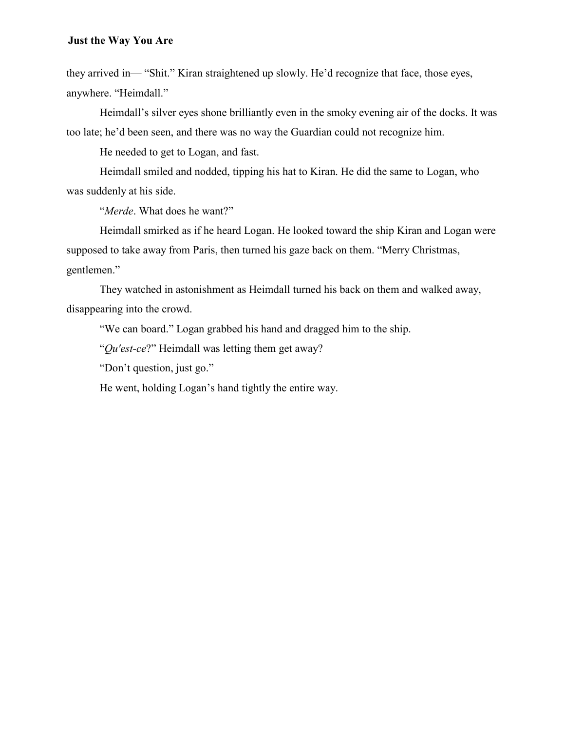they arrived in— “Shit.” Kiran straightened up slowly. He’d recognize that face, those eyes, anywhere. “Heimdall.”

Heimdall’s silver eyes shone brilliantly even in the smoky evening air of the docks. It was too late; he’d been seen, and there was no way the Guardian could not recognize him.

He needed to get to Logan, and fast.

Heimdall smiled and nodded, tipping his hat to Kiran. He did the same to Logan, who was suddenly at his side.

“*Merde*. What does he want?”

Heimdall smirked as if he heard Logan. He looked toward the ship Kiran and Logan were supposed to take away from Paris, then turned his gaze back on them. “Merry Christmas, gentlemen.”

They watched in astonishment as Heimdall turned his back on them and walked away, disappearing into the crowd.

“We can board.” Logan grabbed his hand and dragged him to the ship.

“*Qu'est-ce*?” Heimdall was letting them get away?

“Don’t question, just go.”

He went, holding Logan’s hand tightly the entire way.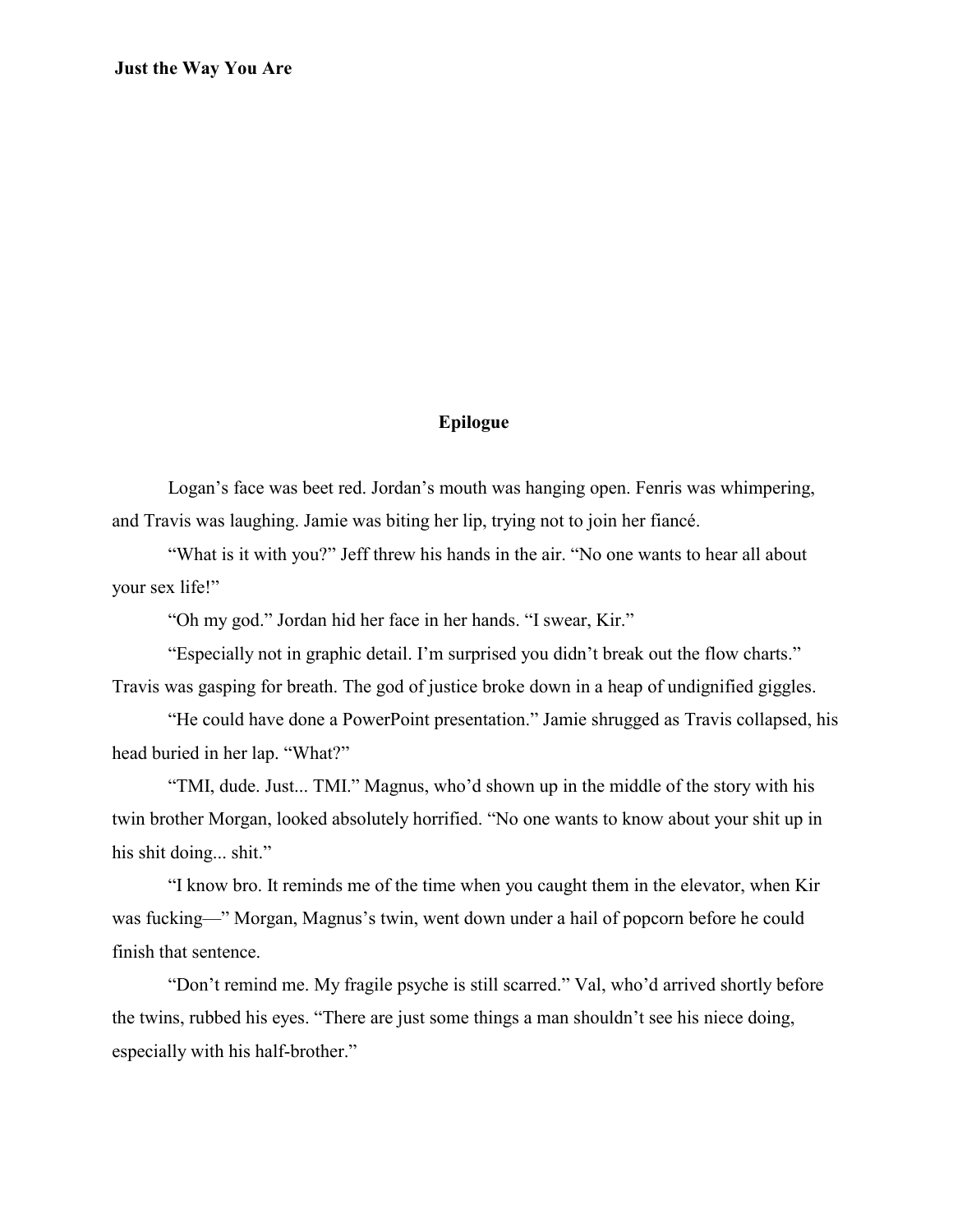## Epilogue

Logan's face was beet red. Jordan's mouth was hanging open. Fenris was whimpering, and Travis was laughing. Jamie was biting her lip, trying not to join her fiancé.

"What is it with you?" Jeff threw his hands in the air. "No one wants to hear all about your sex life!"

"Oh my god." Jordan hid her face in her hands. "I swear, Kir."

"Especially not in graphic detail. I'm surprised you didn't break out the flow charts." Travis was gasping for breath. The god of justice broke down in a heap of undignified giggles.

"He could have done a PowerPoint presentation." Jamie shrugged as Travis collapsed, his head buried in her lap. "What?"

"TMI, dude. Just... TMI." Magnus, who'd shown up in the middle of the story with his twin brother Morgan, looked absolutely horrified. "No one wants to know about your shit up in his shit doing... shit."

"I know bro. It reminds me of the time when you caught them in the elevator, when Kir was fucking—" Morgan, Magnus's twin, went down under a hail of popcorn before he could finish that sentence.

"Don't remind me. My fragile psyche is still scarred." Val, who'd arrived shortly before the twins, rubbed his eyes. "There are just some things a man shouldn't see his niece doing, especially with his half-brother."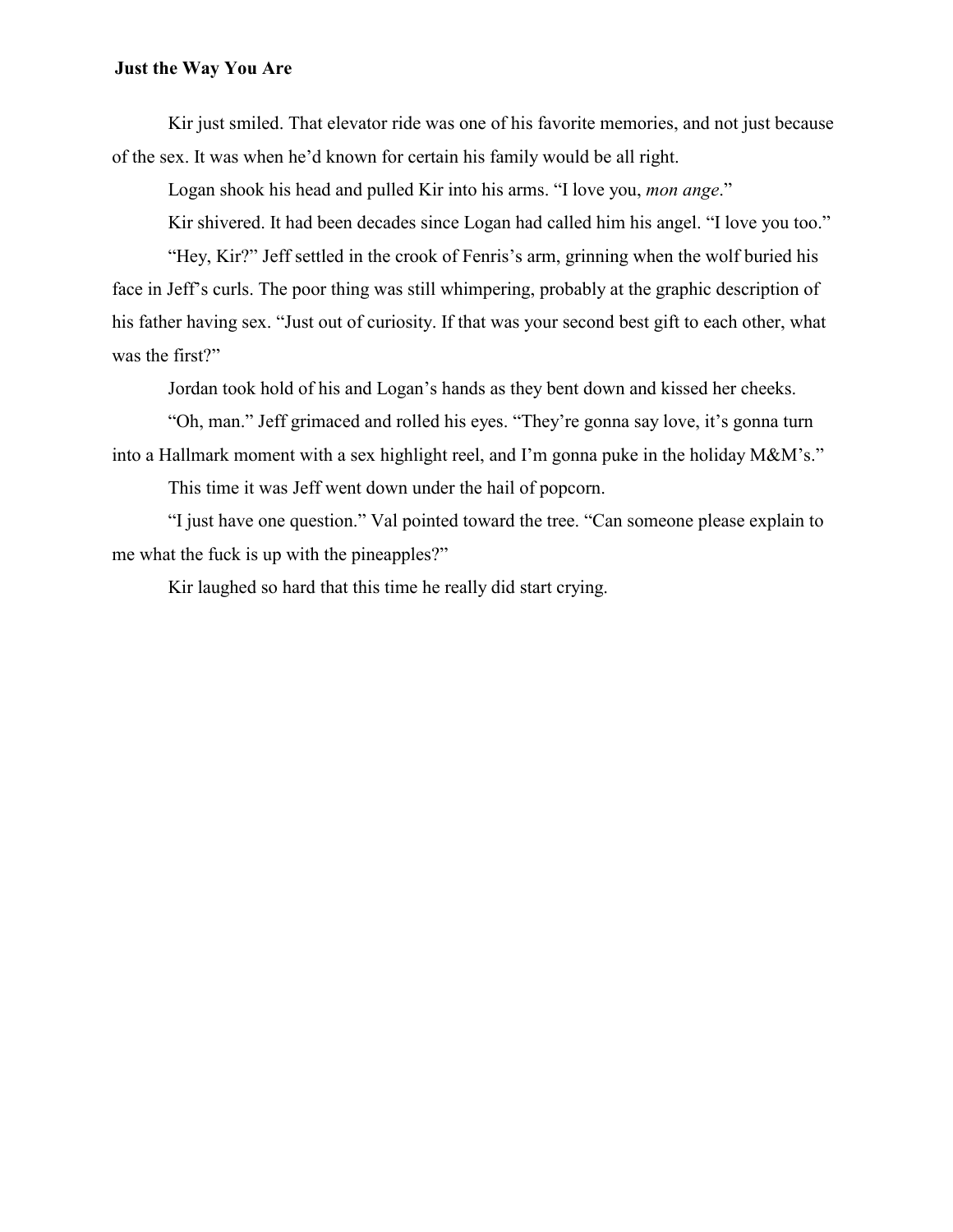Kir just smiled. That elevator ride was one of his favorite memories, and not just because of the sex. It was when he'd known for certain his family would be all right.

Logan shook his head and pulled Kir into his arms. "I love you, *mon ange*."

Kir shivered. It had been decades since Logan had called him his angel. "I love you too."

"Hey, Kir?" Jeff settled in the crook of Fenris's arm, grinning when the wolf buried his face in Jeff's curls. The poor thing was still whimpering, probably at the graphic description of his father having sex. "Just out of curiosity. If that was your second best gift to each other, what was the first?"

Jordan took hold of his and Logan's hands as they bent down and kissed her cheeks.

"Oh, man." Jeff grimaced and rolled his eyes. "They're gonna say love, it's gonna turn into a Hallmark moment with a sex highlight reel, and I'm gonna puke in the holiday M&M's."

This time it was Jeff went down under the hail of popcorn.

"I just have one question." Val pointed toward the tree. "Can someone please explain to me what the fuck is up with the pineapples?"

Kir laughed so hard that this time he really did start crying.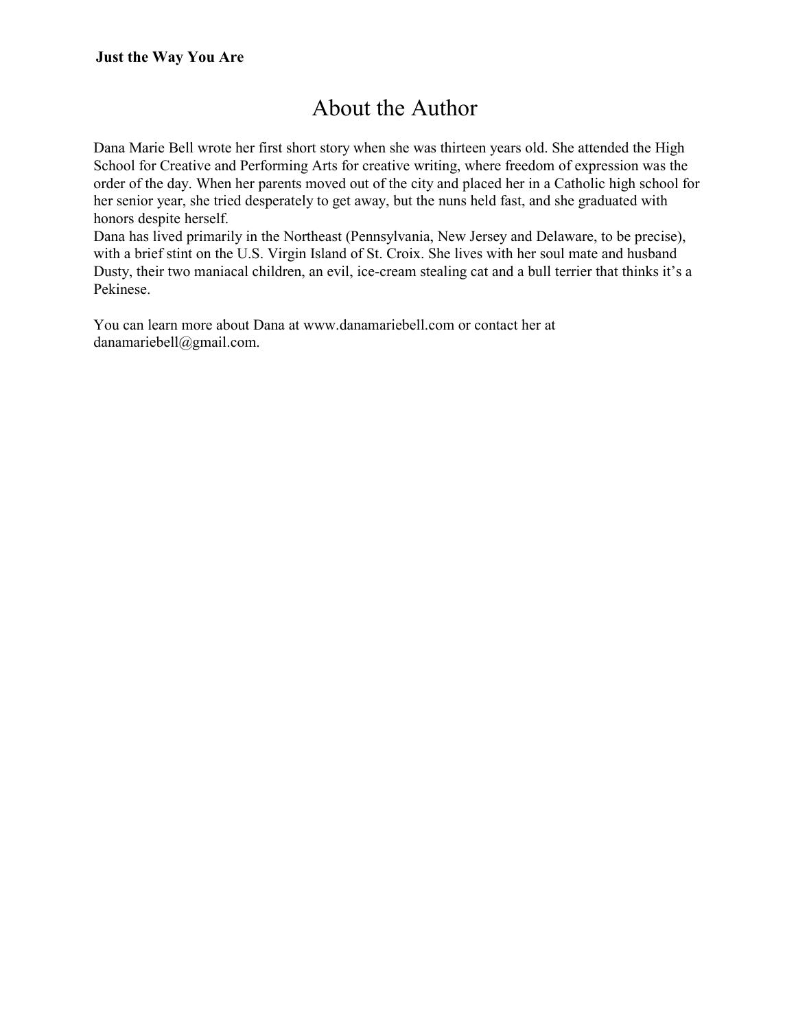# About the Author

Dana Marie Bell wrote her first short story when she was thirteen years old. She attended the High School for Creative and Performing Arts for creative writing, where freedom of expression was the order of the day. When her parents moved out of the city and placed her in a Catholic high school for her senior year, she tried desperately to get away, but the nuns held fast, and she graduated with honors despite herself.

Dana has lived primarily in the Northeast (Pennsylvania, New Jersey and Delaware, to be precise), with a brief stint on the U.S. Virgin Island of St. Croix. She lives with her soul mate and husband Dusty, their two maniacal children, an evil, ice-cream stealing cat and a bull terrier that thinks it's a Pekinese.

You can learn more about Dana at www.danamariebell.com or contact her at danamariebell@gmail.com.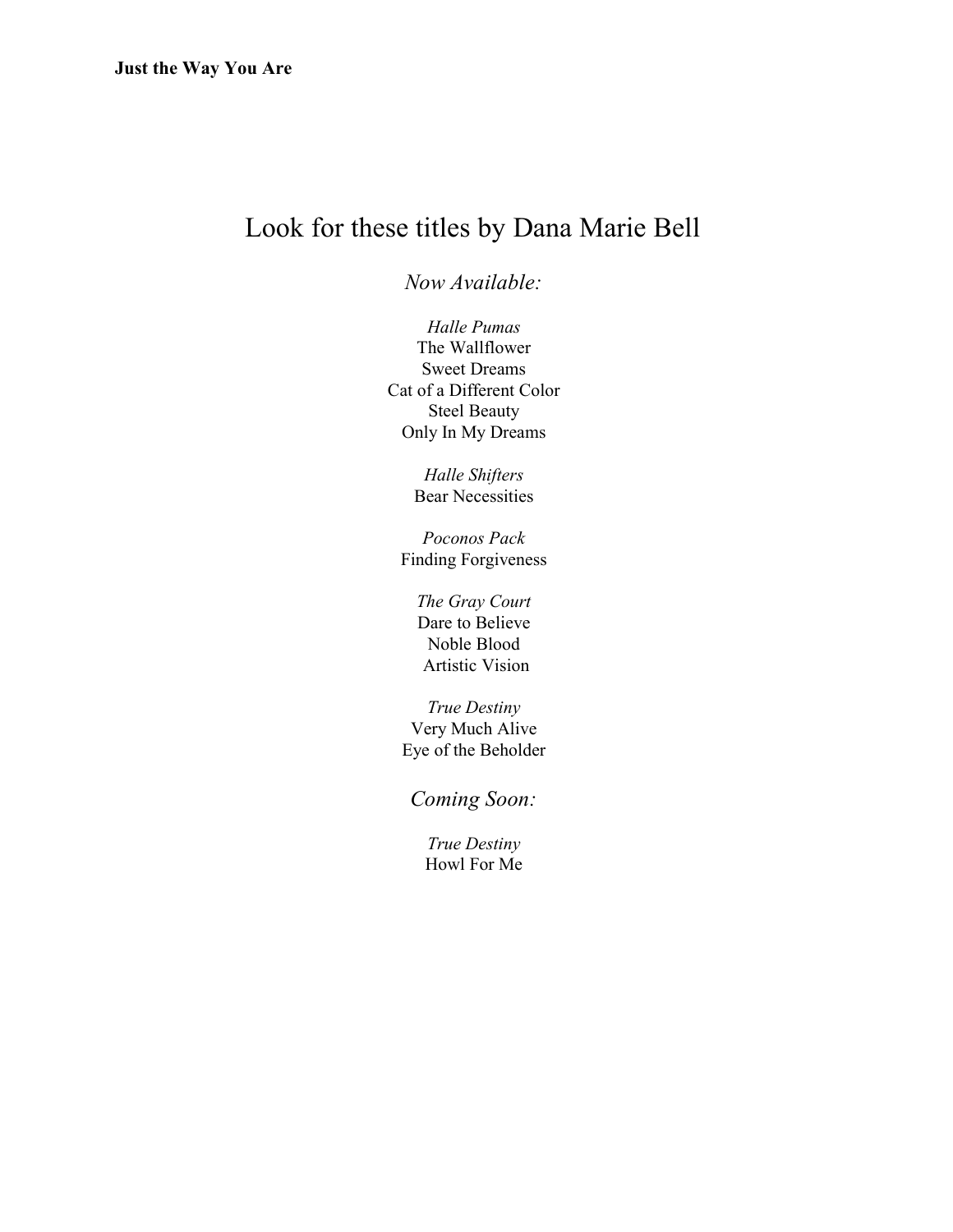# Look for these titles by Dana Marie Bell

## *Now Available:*

*Halle Pumas*
The Wallflower
Sweet Dreams
Cat of a Different Color
Steel Beauty
Only In My Dreams

*Halle Shifters*
Bear Necessities

*Poconos Pack*
Finding Forgiveness

*The Gray Court*
Dare to Believe
Noble Blood
Artistic Vision

*True Destiny*
Very Much Alive
Eye of the Beholder

## *Coming Soon:*

*True Destiny*
Howl For Me